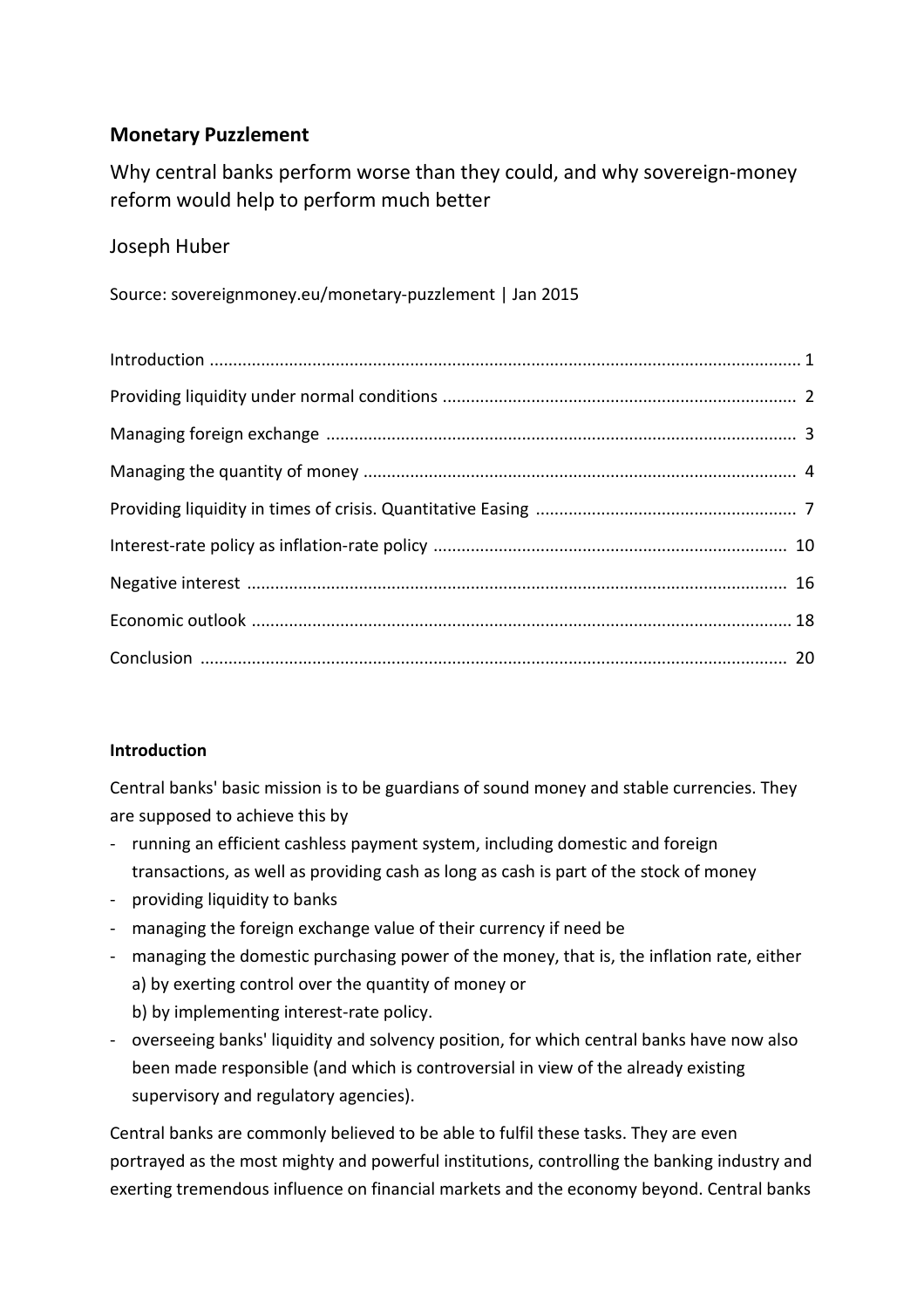## Monetary Puzzlement

Why central banks perform worse than they could, and why sovereign-money reform would help to perform much better

Joseph Huber

Source: sovereignmoney.eu/monetary-puzzlement | Jan 2015

| | |
|---|---|
| Introduction | 1 |
| Providing liquidity under normal conditions | 2 |
| Managing foreign exchange | 3 |
| Managing the quantity of money | 4 |
| Providing liquidity in times of crisis. Quantitative Easing | 7 |
| Interest-rate policy as inflation-rate policy | 10 |
| Negative interest | 16 |
| Economic outlook | 18 |
| Conclusion | 20 |

#### Introduction

Central banks' basic mission is to be guardians of sound money and stable currencies. They are supposed to achieve this by

- running an efficient cashless payment system, including domestic and foreign transactions, as well as providing cash as long as cash is part of the stock of money
- providing liquidity to banks
- managing the foreign exchange value of their currency if need be
- managing the domestic purchasing power of the money, that is, the inflation rate, either
  a) by exerting control over the quantity of money or
  b) by implementing interest-rate policy.
- overseeing banks' liquidity and solvency position, for which central banks have now also been made responsible (and which is controversial in view of the already existing supervisory and regulatory agencies).

Central banks are commonly believed to be able to fulfil these tasks. They are even portrayed as the most mighty and powerful institutions, controlling the banking industry and exerting tremendous influence on financial markets and the economy beyond. Central banks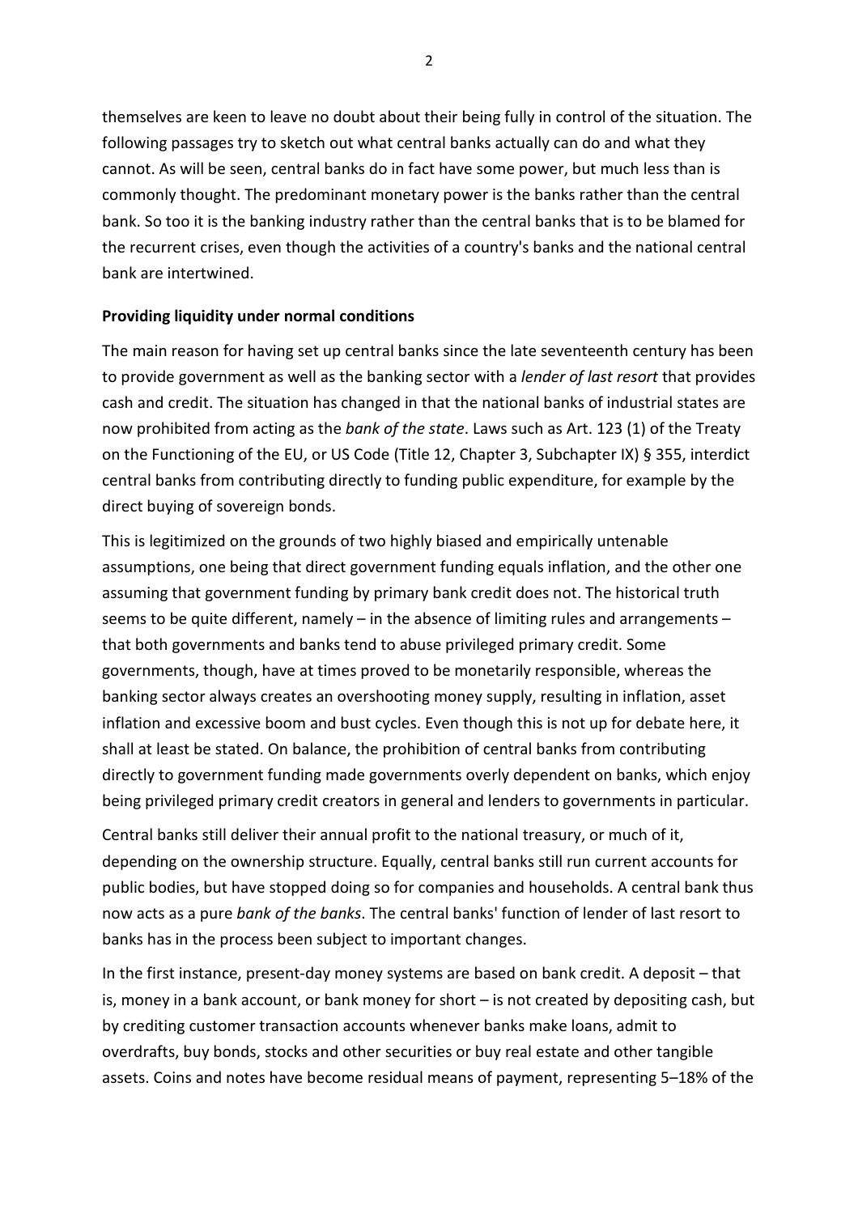themselves are keen to leave no doubt about their being fully in control of the situation. The following passages try to sketch out what central banks actually can do and what they cannot. As will be seen, central banks do in fact have some power, but much less than is commonly thought. The predominant monetary power is the banks rather than the central bank. So too it is the banking industry rather than the central banks that is to be blamed for the recurrent crises, even though the activities of a country's banks and the national central bank are intertwined.

**Providing liquidity under normal conditions**

The main reason for having set up central banks since the late seventeenth century has been to provide government as well as the banking sector with a *lender of last resort* that provides cash and credit. The situation has changed in that the national banks of industrial states are now prohibited from acting as the *bank of the state*. Laws such as Art. 123 (1) of the Treaty on the Functioning of the EU, or US Code (Title 12, Chapter 3, Subchapter IX) § 355, interdict central banks from contributing directly to funding public expenditure, for example by the direct buying of sovereign bonds.

This is legitimized on the grounds of two highly biased and empirically untenable assumptions, one being that direct government funding equals inflation, and the other one assuming that government funding by primary bank credit does not. The historical truth seems to be quite different, namely – in the absence of limiting rules and arrangements – that both governments and banks tend to abuse privileged primary credit. Some governments, though, have at times proved to be monetarily responsible, whereas the banking sector always creates an overshooting money supply, resulting in inflation, asset inflation and excessive boom and bust cycles. Even though this is not up for debate here, it shall at least be stated. On balance, the prohibition of central banks from contributing directly to government funding made governments overly dependent on banks, which enjoy being privileged primary credit creators in general and lenders to governments in particular.

Central banks still deliver their annual profit to the national treasury, or much of it, depending on the ownership structure. Equally, central banks still run current accounts for public bodies, but have stopped doing so for companies and households. A central bank thus now acts as a pure *bank of the banks*. The central banks' function of lender of last resort to banks has in the process been subject to important changes.

In the first instance, present-day money systems are based on bank credit. A deposit – that is, money in a bank account, or bank money for short – is not created by depositing cash, but by crediting customer transaction accounts whenever banks make loans, admit to overdrafts, buy bonds, stocks and other securities or buy real estate and other tangible assets. Coins and notes have become residual means of payment, representing 5–18% of the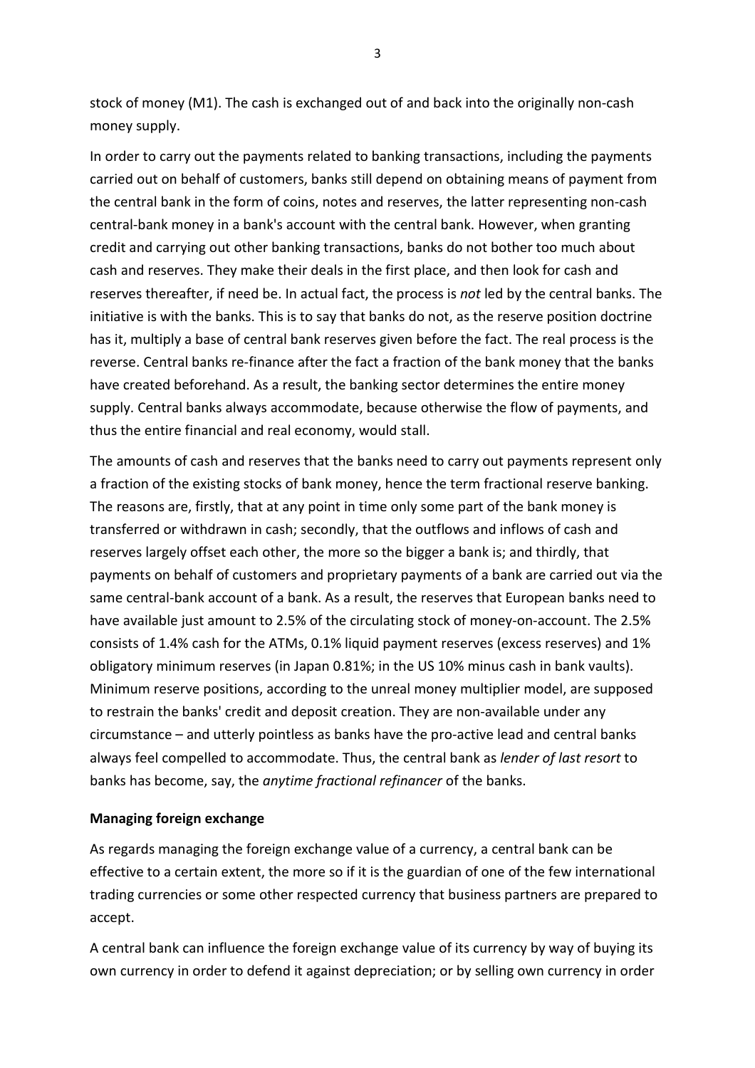stock of money (M1). The cash is exchanged out of and back into the originally non-cash money supply.

In order to carry out the payments related to banking transactions, including the payments carried out on behalf of customers, banks still depend on obtaining means of payment from the central bank in the form of coins, notes and reserves, the latter representing non-cash central-bank money in a bank's account with the central bank. However, when granting credit and carrying out other banking transactions, banks do not bother too much about cash and reserves. They make their deals in the first place, and then look for cash and reserves thereafter, if need be. In actual fact, the process is *not* led by the central banks. The initiative is with the banks. This is to say that banks do not, as the reserve position doctrine has it, multiply a base of central bank reserves given before the fact. The real process is the reverse. Central banks re-finance after the fact a fraction of the bank money that the banks have created beforehand. As a result, the banking sector determines the entire money supply. Central banks always accommodate, because otherwise the flow of payments, and thus the entire financial and real economy, would stall.

The amounts of cash and reserves that the banks need to carry out payments represent only a fraction of the existing stocks of bank money, hence the term fractional reserve banking. The reasons are, firstly, that at any point in time only some part of the bank money is transferred or withdrawn in cash; secondly, that the outflows and inflows of cash and reserves largely offset each other, the more so the bigger a bank is; and thirdly, that payments on behalf of customers and proprietary payments of a bank are carried out via the same central-bank account of a bank. As a result, the reserves that European banks need to have available just amount to 2.5% of the circulating stock of money-on-account. The 2.5% consists of 1.4% cash for the ATMs, 0.1% liquid payment reserves (excess reserves) and 1% obligatory minimum reserves (in Japan 0.81%; in the US 10% minus cash in bank vaults). Minimum reserve positions, according to the unreal money multiplier model, are supposed to restrain the banks' credit and deposit creation. They are non-available under any circumstance – and utterly pointless as banks have the pro-active lead and central banks always feel compelled to accommodate. Thus, the central bank as *lender of last resort* to banks has become, say, the *anytime fractional refinancer* of the banks.

**Managing foreign exchange**

As regards managing the foreign exchange value of a currency, a central bank can be effective to a certain extent, the more so if it is the guardian of one of the few international trading currencies or some other respected currency that business partners are prepared to accept.

A central bank can influence the foreign exchange value of its currency by way of buying its own currency in order to defend it against depreciation; or by selling own currency in order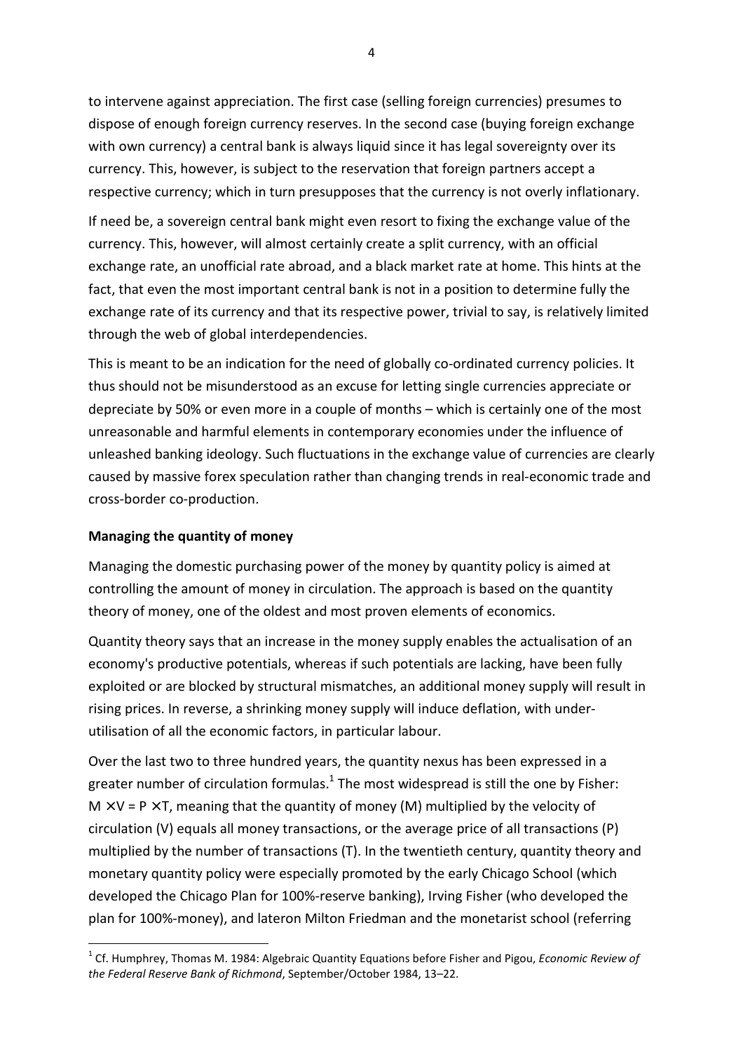to intervene against appreciation. The first case (selling foreign currencies) presumes to dispose of enough foreign currency reserves. In the second case (buying foreign exchange with own currency) a central bank is always liquid since it has legal sovereignty over its currency. This, however, is subject to the reservation that foreign partners accept a respective currency; which in turn presupposes that the currency is not overly inflationary.

If need be, a sovereign central bank might even resort to fixing the exchange value of the currency. This, however, will almost certainly create a split currency, with an official exchange rate, an unofficial rate abroad, and a black market rate at home. This hints at the fact, that even the most important central bank is not in a position to determine fully the exchange rate of its currency and that its respective power, trivial to say, is relatively limited through the web of global interdependencies.

This is meant to be an indication for the need of globally co-ordinated currency policies. It thus should not be misunderstood as an excuse for letting single currencies appreciate or depreciate by 50% or even more in a couple of months – which is certainly one of the most unreasonable and harmful elements in contemporary economies under the influence of unleashed banking ideology. Such fluctuations in the exchange value of currencies are clearly caused by massive forex speculation rather than changing trends in real-economic trade and cross-border co-production.

**Managing the quantity of money**

Managing the domestic purchasing power of the money by quantity policy is aimed at controlling the amount of money in circulation. The approach is based on the quantity theory of money, one of the oldest and most proven elements of economics.

Quantity theory says that an increase in the money supply enables the actualisation of an economy's productive potentials, whereas if such potentials are lacking, have been fully exploited or are blocked by structural mismatches, an additional money supply will result in rising prices. In reverse, a shrinking money supply will induce deflation, with under-utilisation of all the economic factors, in particular labour.

Over the last two to three hundred years, the quantity nexus has been expressed in a greater number of circulation formulas.[1] The most widespread is still the one by Fisher: $M \times V = P \times T$, meaning that the quantity of money (M) multiplied by the velocity of circulation (V) equals all money transactions, or the average price of all transactions (P) multiplied by the number of transactions (T). In the twentieth century, quantity theory and monetary quantity policy were especially promoted by the early Chicago School (which developed the Chicago Plan for 100%-reserve banking), Irving Fisher (who developed the plan for 100%-money), and lateron Milton Friedman and the monetarist school (referring

[1] Cf. Humphrey, Thomas M. 1984: Algebraic Quantity Equations before Fisher and Pigou, *Economic Review of the Federal Reserve Bank of Richmond*, September/October 1984, 13–22.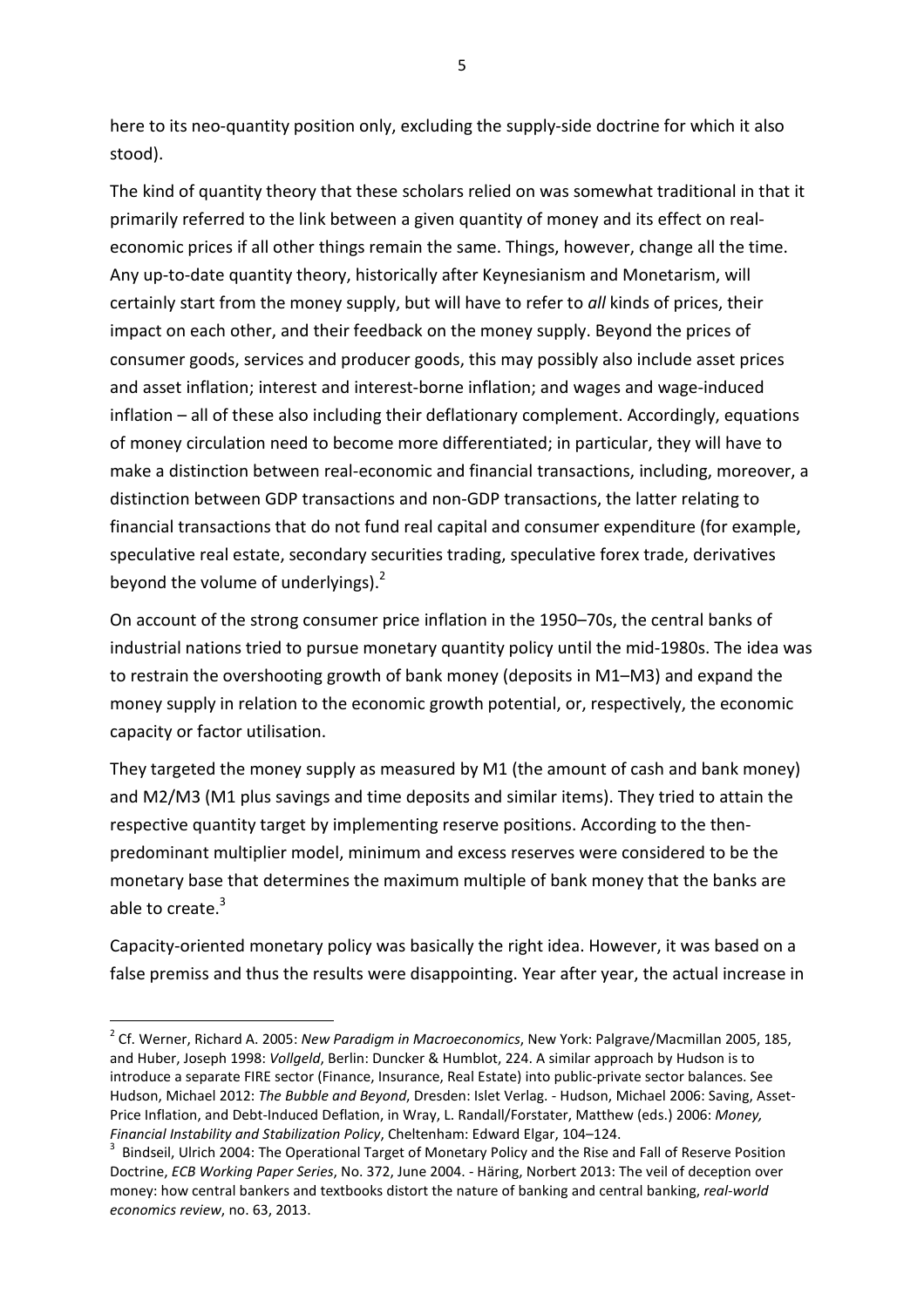here to its neo-quantity position only, excluding the supply-side doctrine for which it also stood).

The kind of quantity theory that these scholars relied on was somewhat traditional in that it primarily referred to the link between a given quantity of money and its effect on real-economic prices if all other things remain the same. Things, however, change all the time. Any up-to-date quantity theory, historically after Keynesianism and Monetarism, will certainly start from the money supply, but will have to refer to *all* kinds of prices, their impact on each other, and their feedback on the money supply. Beyond the prices of consumer goods, services and producer goods, this may possibly also include asset prices and asset inflation; interest and interest-borne inflation; and wages and wage-induced inflation – all of these also including their deflationary complement. Accordingly, equations of money circulation need to become more differentiated; in particular, they will have to make a distinction between real-economic and financial transactions, including, moreover, a distinction between GDP transactions and non-GDP transactions, the latter relating to financial transactions that do not fund real capital and consumer expenditure (for example, speculative real estate, secondary securities trading, speculative forex trade, derivatives beyond the volume of underlyings).[2]

On account of the strong consumer price inflation in the 1950–70s, the central banks of industrial nations tried to pursue monetary quantity policy until the mid-1980s. The idea was to restrain the overshooting growth of bank money (deposits in M1–M3) and expand the money supply in relation to the economic growth potential, or, respectively, the economic capacity or factor utilisation.

They targeted the money supply as measured by M1 (the amount of cash and bank money) and M2/M3 (M1 plus savings and time deposits and similar items). They tried to attain the respective quantity target by implementing reserve positions. According to the then-predominant multiplier model, minimum and excess reserves were considered to be the monetary base that determines the maximum multiple of bank money that the banks are able to create.[3]

Capacity-oriented monetary policy was basically the right idea. However, it was based on a false premiss and thus the results were disappointing. Year after year, the actual increase in

---

[2] Cf. Werner, Richard A. 2005: *New Paradigm in Macroeconomics*, New York: Palgrave/Macmillan 2005, 185, and Huber, Joseph 1998: *Vollgeld*, Berlin: Duncker & Humblot, 224. A similar approach by Hudson is to introduce a separate FIRE sector (Finance, Insurance, Real Estate) into public-private sector balances. See Hudson, Michael 2012: *The Bubble and Beyond*, Dresden: Islet Verlag. - Hudson, Michael 2006: Saving, Asset-Price Inflation, and Debt-Induced Deflation, in Wray, L. Randall/Forstater, Matthew (eds.) 2006: *Money, Financial Instability and Stabilization Policy*, Cheltenham: Edward Elgar, 104–124.

[3] Bindseil, Ulrich 2004: The Operational Target of Monetary Policy and the Rise and Fall of Reserve Position Doctrine, *ECB Working Paper Series*, No. 372, June 2004. - Häring, Norbert 2013: The veil of deception over money: how central bankers and textbooks distort the nature of banking and central banking, *real-world economics review*, no. 63, 2013.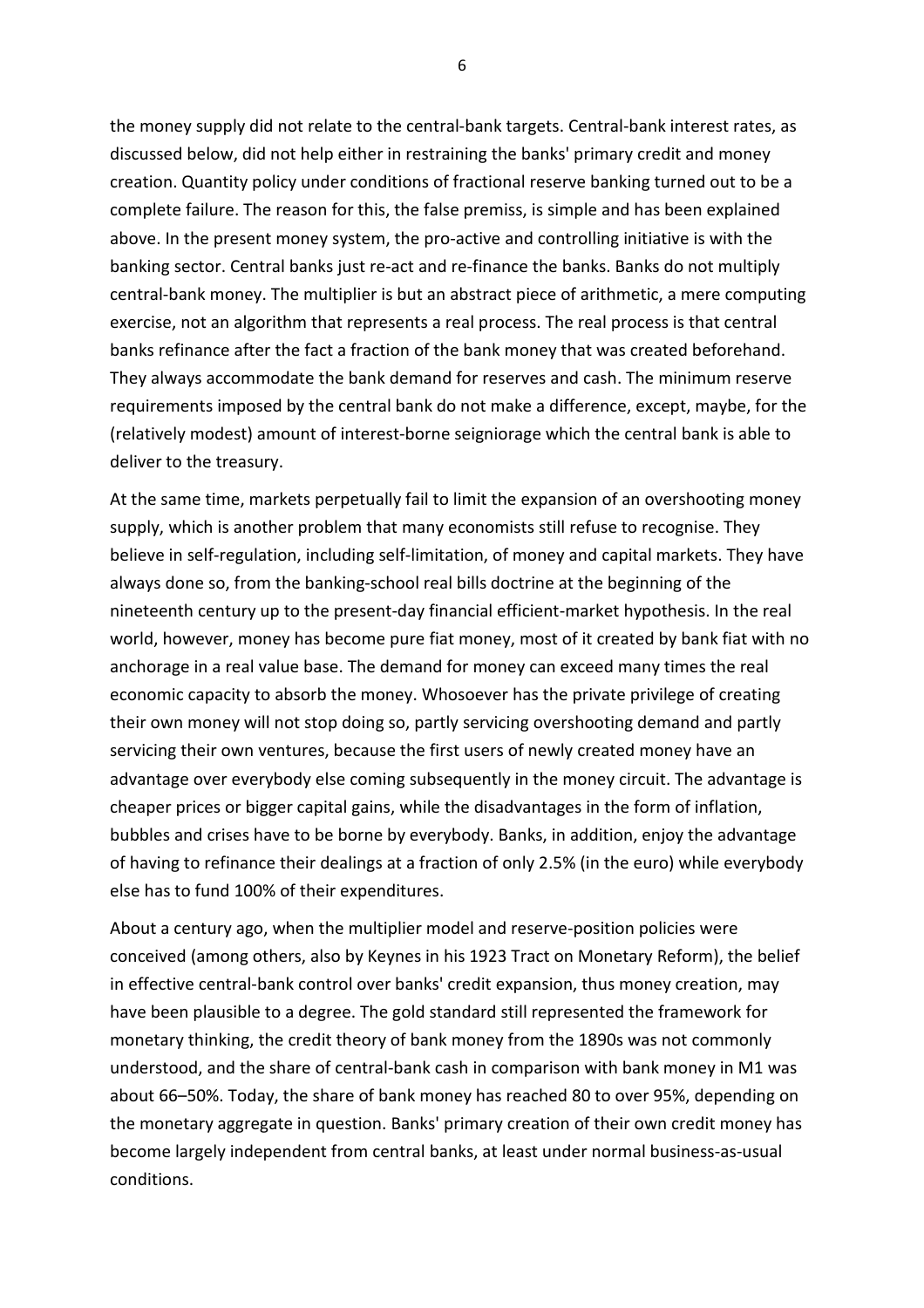the money supply did not relate to the central-bank targets. Central-bank interest rates, as discussed below, did not help either in restraining the banks' primary credit and money creation. Quantity policy under conditions of fractional reserve banking turned out to be a complete failure. The reason for this, the false premiss, is simple and has been explained above. In the present money system, the pro-active and controlling initiative is with the banking sector. Central banks just re-act and re-finance the banks. Banks do not multiply central-bank money. The multiplier is but an abstract piece of arithmetic, a mere computing exercise, not an algorithm that represents a real process. The real process is that central banks refinance after the fact a fraction of the bank money that was created beforehand. They always accommodate the bank demand for reserves and cash. The minimum reserve requirements imposed by the central bank do not make a difference, except, maybe, for the (relatively modest) amount of interest-borne seigniorage which the central bank is able to deliver to the treasury.

At the same time, markets perpetually fail to limit the expansion of an overshooting money supply, which is another problem that many economists still refuse to recognise. They believe in self-regulation, including self-limitation, of money and capital markets. They have always done so, from the banking-school real bills doctrine at the beginning of the nineteenth century up to the present-day financial efficient-market hypothesis. In the real world, however, money has become pure fiat money, most of it created by bank fiat with no anchorage in a real value base. The demand for money can exceed many times the real economic capacity to absorb the money. Whosoever has the private privilege of creating their own money will not stop doing so, partly servicing overshooting demand and partly servicing their own ventures, because the first users of newly created money have an advantage over everybody else coming subsequently in the money circuit. The advantage is cheaper prices or bigger capital gains, while the disadvantages in the form of inflation, bubbles and crises have to be borne by everybody. Banks, in addition, enjoy the advantage of having to refinance their dealings at a fraction of only 2.5% (in the euro) while everybody else has to fund 100% of their expenditures.

About a century ago, when the multiplier model and reserve-position policies were conceived (among others, also by Keynes in his 1923 Tract on Monetary Reform), the belief in effective central-bank control over banks' credit expansion, thus money creation, may have been plausible to a degree. The gold standard still represented the framework for monetary thinking, the credit theory of bank money from the 1890s was not commonly understood, and the share of central-bank cash in comparison with bank money in M1 was about 66–50%. Today, the share of bank money has reached 80 to over 95%, depending on the monetary aggregate in question. Banks' primary creation of their own credit money has become largely independent from central banks, at least under normal business-as-usual conditions.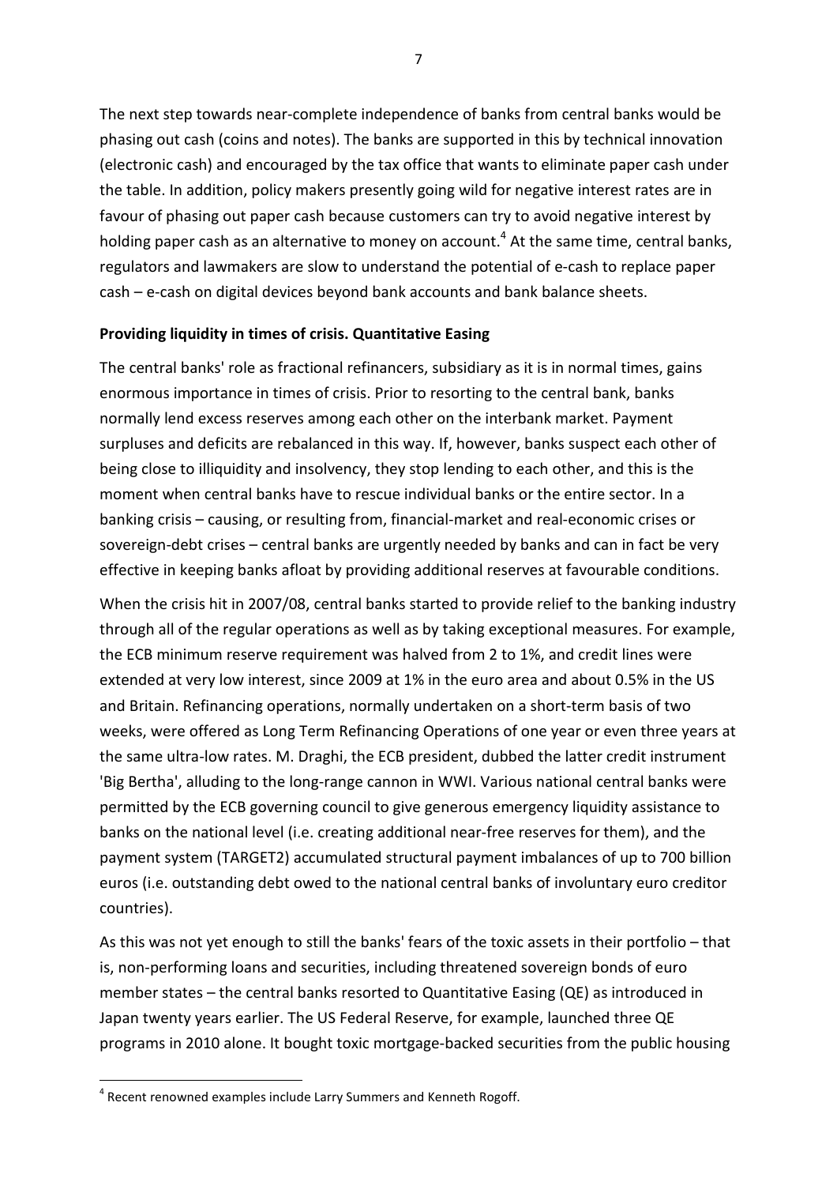The next step towards near-complete independence of banks from central banks would be phasing out cash (coins and notes). The banks are supported in this by technical innovation (electronic cash) and encouraged by the tax office that wants to eliminate paper cash under the table. In addition, policy makers presently going wild for negative interest rates are in favour of phasing out paper cash because customers can try to avoid negative interest by holding paper cash as an alternative to money on account.[4] At the same time, central banks, regulators and lawmakers are slow to understand the potential of e-cash to replace paper cash – e-cash on digital devices beyond bank accounts and bank balance sheets.

**Providing liquidity in times of crisis. Quantitative Easing**

The central banks' role as fractional refinancers, subsidiary as it is in normal times, gains enormous importance in times of crisis. Prior to resorting to the central bank, banks normally lend excess reserves among each other on the interbank market. Payment surpluses and deficits are rebalanced in this way. If, however, banks suspect each other of being close to illiquidity and insolvency, they stop lending to each other, and this is the moment when central banks have to rescue individual banks or the entire sector. In a banking crisis – causing, or resulting from, financial-market and real-economic crises or sovereign-debt crises – central banks are urgently needed by banks and can in fact be very effective in keeping banks afloat by providing additional reserves at favourable conditions.

When the crisis hit in 2007/08, central banks started to provide relief to the banking industry through all of the regular operations as well as by taking exceptional measures. For example, the ECB minimum reserve requirement was halved from 2 to 1%, and credit lines were extended at very low interest, since 2009 at 1% in the euro area and about 0.5% in the US and Britain. Refinancing operations, normally undertaken on a short-term basis of two weeks, were offered as Long Term Refinancing Operations of one year or even three years at the same ultra-low rates. M. Draghi, the ECB president, dubbed the latter credit instrument 'Big Bertha', alluding to the long-range cannon in WWI. Various national central banks were permitted by the ECB governing council to give generous emergency liquidity assistance to banks on the national level (i.e. creating additional near-free reserves for them), and the payment system (TARGET2) accumulated structural payment imbalances of up to 700 billion euros (i.e. outstanding debt owed to the national central banks of involuntary euro creditor countries).

As this was not yet enough to still the banks' fears of the toxic assets in their portfolio – that is, non-performing loans and securities, including threatened sovereign bonds of euro member states – the central banks resorted to Quantitative Easing (QE) as introduced in Japan twenty years earlier. The US Federal Reserve, for example, launched three QE programs in 2010 alone. It bought toxic mortgage-backed securities from the public housing

[4] Recent renowned examples include Larry Summers and Kenneth Rogoff.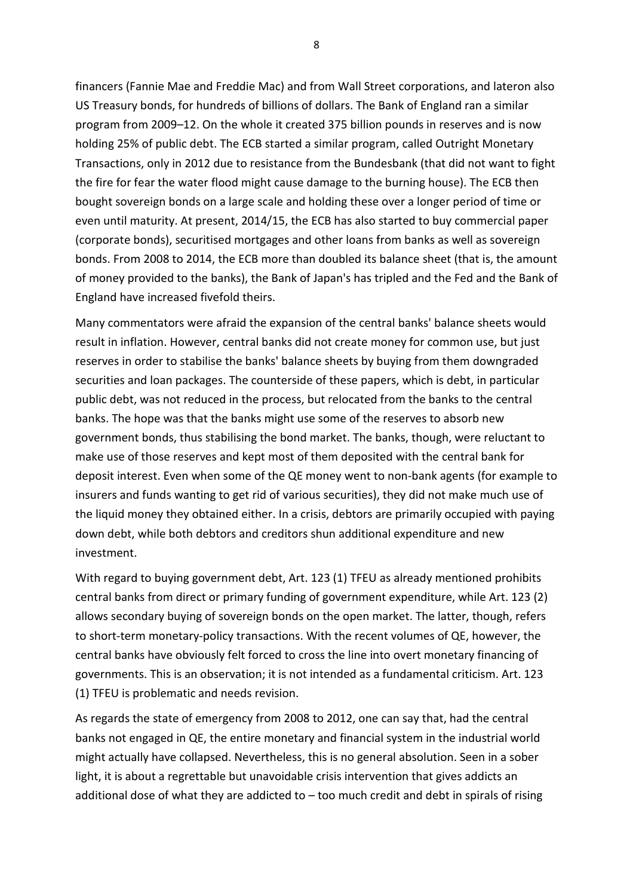financers (Fannie Mae and Freddie Mac) and from Wall Street corporations, and lateron also US Treasury bonds, for hundreds of billions of dollars. The Bank of England ran a similar program from 2009–12. On the whole it created 375 billion pounds in reserves and is now holding 25% of public debt. The ECB started a similar program, called Outright Monetary Transactions, only in 2012 due to resistance from the Bundesbank (that did not want to fight the fire for fear the water flood might cause damage to the burning house). The ECB then bought sovereign bonds on a large scale and holding these over a longer period of time or even until maturity. At present, 2014/15, the ECB has also started to buy commercial paper (corporate bonds), securitised mortgages and other loans from banks as well as sovereign bonds. From 2008 to 2014, the ECB more than doubled its balance sheet (that is, the amount of money provided to the banks), the Bank of Japan's has tripled and the Fed and the Bank of England have increased fivefold theirs.

Many commentators were afraid the expansion of the central banks' balance sheets would result in inflation. However, central banks did not create money for common use, but just reserves in order to stabilise the banks' balance sheets by buying from them downgraded securities and loan packages. The counterside of these papers, which is debt, in particular public debt, was not reduced in the process, but relocated from the banks to the central banks. The hope was that the banks might use some of the reserves to absorb new government bonds, thus stabilising the bond market. The banks, though, were reluctant to make use of those reserves and kept most of them deposited with the central bank for deposit interest. Even when some of the QE money went to non-bank agents (for example to insurers and funds wanting to get rid of various securities), they did not make much use of the liquid money they obtained either. In a crisis, debtors are primarily occupied with paying down debt, while both debtors and creditors shun additional expenditure and new investment.

With regard to buying government debt, Art. 123 (1) TFEU as already mentioned prohibits central banks from direct or primary funding of government expenditure, while Art. 123 (2) allows secondary buying of sovereign bonds on the open market. The latter, though, refers to short-term monetary-policy transactions. With the recent volumes of QE, however, the central banks have obviously felt forced to cross the line into overt monetary financing of governments. This is an observation; it is not intended as a fundamental criticism. Art. 123 (1) TFEU is problematic and needs revision.

As regards the state of emergency from 2008 to 2012, one can say that, had the central banks not engaged in QE, the entire monetary and financial system in the industrial world might actually have collapsed. Nevertheless, this is no general absolution. Seen in a sober light, it is about a regrettable but unavoidable crisis intervention that gives addicts an additional dose of what they are addicted to – too much credit and debt in spirals of rising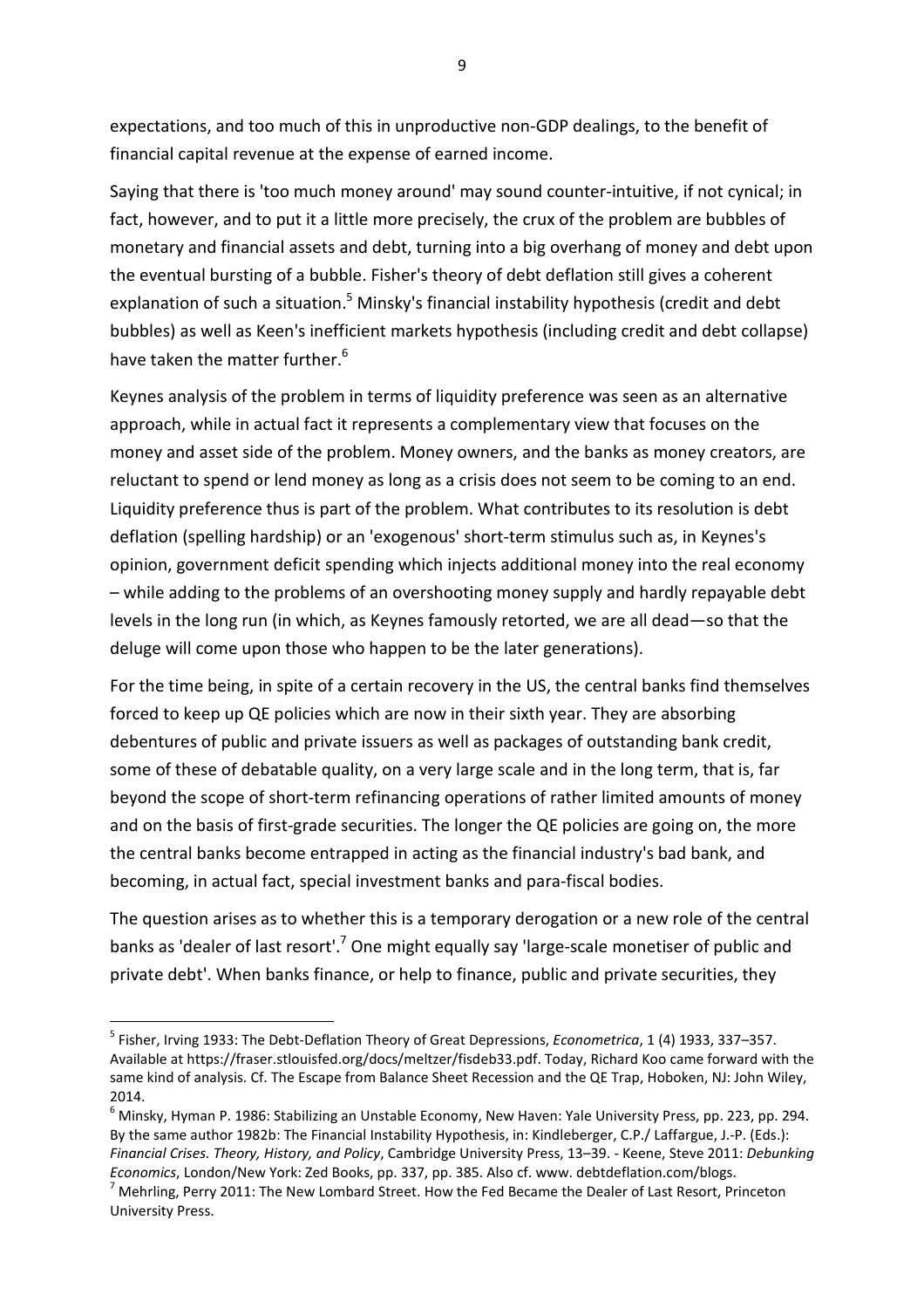expectations, and too much of this in unproductive non-GDP dealings, to the benefit of financial capital revenue at the expense of earned income.

Saying that there is 'too much money around' may sound counter-intuitive, if not cynical; in fact, however, and to put it a little more precisely, the crux of the problem are bubbles of monetary and financial assets and debt, turning into a big overhang of money and debt upon the eventual bursting of a bubble. Fisher's theory of debt deflation still gives a coherent explanation of such a situation.[5] Minsky's financial instability hypothesis (credit and debt bubbles) as well as Keen's inefficient markets hypothesis (including credit and debt collapse) have taken the matter further.[6]

Keynes analysis of the problem in terms of liquidity preference was seen as an alternative approach, while in actual fact it represents a complementary view that focuses on the money and asset side of the problem. Money owners, and the banks as money creators, are reluctant to spend or lend money as long as a crisis does not seem to be coming to an end. Liquidity preference thus is part of the problem. What contributes to its resolution is debt deflation (spelling hardship) or an 'exogenous' short-term stimulus such as, in Keynes's opinion, government deficit spending which injects additional money into the real economy – while adding to the problems of an overshooting money supply and hardly repayable debt levels in the long run (in which, as Keynes famously retorted, we are all dead—so that the deluge will come upon those who happen to be the later generations).

For the time being, in spite of a certain recovery in the US, the central banks find themselves forced to keep up QE policies which are now in their sixth year. They are absorbing debentures of public and private issuers as well as packages of outstanding bank credit, some of these of debatable quality, on a very large scale and in the long term, that is, far beyond the scope of short-term refinancing operations of rather limited amounts of money and on the basis of first-grade securities. The longer the QE policies are going on, the more the central banks become entrapped in acting as the financial industry's bad bank, and becoming, in actual fact, special investment banks and para-fiscal bodies.

The question arises as to whether this is a temporary derogation or a new role of the central banks as 'dealer of last resort'.[7] One might equally say 'large-scale monetiser of public and private debt'. When banks finance, or help to finance, public and private securities, they

---

[5] Fisher, Irving 1933: The Debt-Deflation Theory of Great Depressions, *Econometrica*, 1 (4) 1933, 337–357. Available at https://fraser.stlouisfed.org/docs/meltzer/fisdeb33.pdf. Today, Richard Koo came forward with the same kind of analysis. Cf. The Escape from Balance Sheet Recession and the QE Trap, Hoboken, NJ: John Wiley, 2014.

[6] Minsky, Hyman P. 1986: Stabilizing an Unstable Economy, New Haven: Yale University Press, pp. 223, pp. 294. By the same author 1982b: The Financial Instability Hypothesis, in: Kindleberger, C.P./ Laffargue, J.-P. (Eds.): *Financial Crises. Theory, History, and Policy*, Cambridge University Press, 13–39. - Keene, Steve 2011: *Debunking Economics*, London/New York: Zed Books, pp. 337, pp. 385. Also cf. www. debtdeflation.com/blogs.

[7] Mehrling, Perry 2011: The New Lombard Street. How the Fed Became the Dealer of Last Resort, Princeton University Press.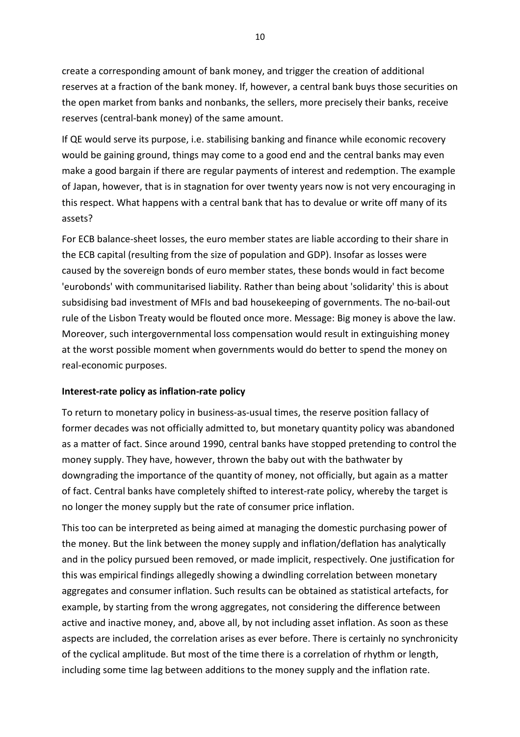create a corresponding amount of bank money, and trigger the creation of additional reserves at a fraction of the bank money. If, however, a central bank buys those securities on the open market from banks and nonbanks, the sellers, more precisely their banks, receive reserves (central-bank money) of the same amount.

If QE would serve its purpose, i.e. stabilising banking and finance while economic recovery would be gaining ground, things may come to a good end and the central banks may even make a good bargain if there are regular payments of interest and redemption. The example of Japan, however, that is in stagnation for over twenty years now is not very encouraging in this respect. What happens with a central bank that has to devalue or write off many of its assets?

For ECB balance-sheet losses, the euro member states are liable according to their share in the ECB capital (resulting from the size of population and GDP). Insofar as losses were caused by the sovereign bonds of euro member states, these bonds would in fact become 'eurobonds' with communitarised liability. Rather than being about 'solidarity' this is about subsidising bad investment of MFIs and bad housekeeping of governments. The no-bail-out rule of the Lisbon Treaty would be flouted once more. Message: Big money is above the law. Moreover, such intergovernmental loss compensation would result in extinguishing money at the worst possible moment when governments would do better to spend the money on real-economic purposes.

**Interest-rate policy as inflation-rate policy**

To return to monetary policy in business-as-usual times, the reserve position fallacy of former decades was not officially admitted to, but monetary quantity policy was abandoned as a matter of fact. Since around 1990, central banks have stopped pretending to control the money supply. They have, however, thrown the baby out with the bathwater by downgrading the importance of the quantity of money, not officially, but again as a matter of fact. Central banks have completely shifted to interest-rate policy, whereby the target is no longer the money supply but the rate of consumer price inflation.

This too can be interpreted as being aimed at managing the domestic purchasing power of the money. But the link between the money supply and inflation/deflation has analytically and in the policy pursued been removed, or made implicit, respectively. One justification for this was empirical findings allegedly showing a dwindling correlation between monetary aggregates and consumer inflation. Such results can be obtained as statistical artefacts, for example, by starting from the wrong aggregates, not considering the difference between active and inactive money, and, above all, by not including asset inflation. As soon as these aspects are included, the correlation arises as ever before. There is certainly no synchronicity of the cyclical amplitude. But most of the time there is a correlation of rhythm or length, including some time lag between additions to the money supply and the inflation rate.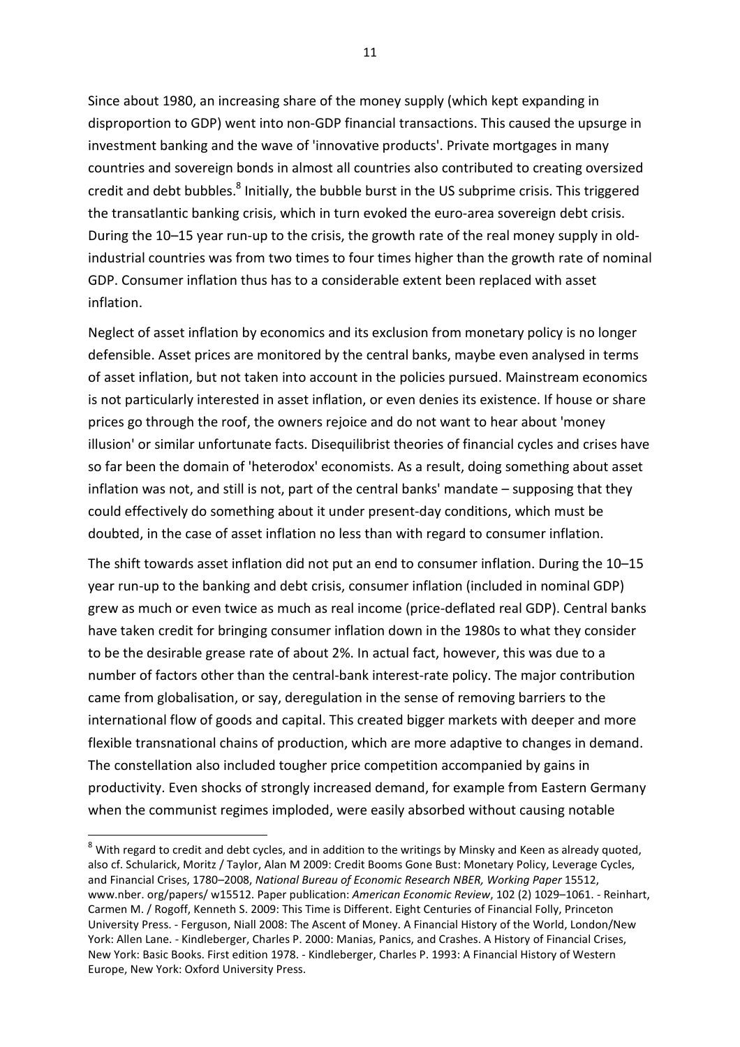Since about 1980, an increasing share of the money supply (which kept expanding in disproportion to GDP) went into non-GDP financial transactions. This caused the upsurge in investment banking and the wave of 'innovative products'. Private mortgages in many countries and sovereign bonds in almost all countries also contributed to creating oversized credit and debt bubbles.[8] Initially, the bubble burst in the US subprime crisis. This triggered the transatlantic banking crisis, which in turn evoked the euro-area sovereign debt crisis. During the 10–15 year run-up to the crisis, the growth rate of the real money supply in old-industrial countries was from two times to four times higher than the growth rate of nominal GDP. Consumer inflation thus has to a considerable extent been replaced with asset inflation.

Neglect of asset inflation by economics and its exclusion from monetary policy is no longer defensible. Asset prices are monitored by the central banks, maybe even analysed in terms of asset inflation, but not taken into account in the policies pursued. Mainstream economics is not particularly interested in asset inflation, or even denies its existence. If house or share prices go through the roof, the owners rejoice and do not want to hear about 'money illusion' or similar unfortunate facts. Disequilibrist theories of financial cycles and crises have so far been the domain of 'heterodox' economists. As a result, doing something about asset inflation was not, and still is not, part of the central banks' mandate – supposing that they could effectively do something about it under present-day conditions, which must be doubted, in the case of asset inflation no less than with regard to consumer inflation.

The shift towards asset inflation did not put an end to consumer inflation. During the 10–15 year run-up to the banking and debt crisis, consumer inflation (included in nominal GDP) grew as much or even twice as much as real income (price-deflated real GDP). Central banks have taken credit for bringing consumer inflation down in the 1980s to what they consider to be the desirable grease rate of about 2%. In actual fact, however, this was due to a number of factors other than the central-bank interest-rate policy. The major contribution came from globalisation, or say, deregulation in the sense of removing barriers to the international flow of goods and capital. This created bigger markets with deeper and more flexible transnational chains of production, which are more adaptive to changes in demand. The constellation also included tougher price competition accompanied by gains in productivity. Even shocks of strongly increased demand, for example from Eastern Germany when the communist regimes imploded, were easily absorbed without causing notable

[8] With regard to credit and debt cycles, and in addition to the writings by Minsky and Keen as already quoted, also cf. Schularick, Moritz / Taylor, Alan M 2009: Credit Booms Gone Bust: Monetary Policy, Leverage Cycles, and Financial Crises, 1780–2008, *National Bureau of Economic Research NBER, Working Paper* 15512, www.nber. org/papers/ w15512. Paper publication: *American Economic Review*, 102 (2) 1029–1061. - Reinhart, Carmen M. / Rogoff, Kenneth S. 2009: This Time is Different. Eight Centuries of Financial Folly, Princeton University Press. - Ferguson, Niall 2008: The Ascent of Money. A Financial History of the World, London/New York: Allen Lane. - Kindleberger, Charles P. 2000: Manias, Panics, and Crashes. A History of Financial Crises, New York: Basic Books. First edition 1978. - Kindleberger, Charles P. 1993: A Financial History of Western Europe, New York: Oxford University Press.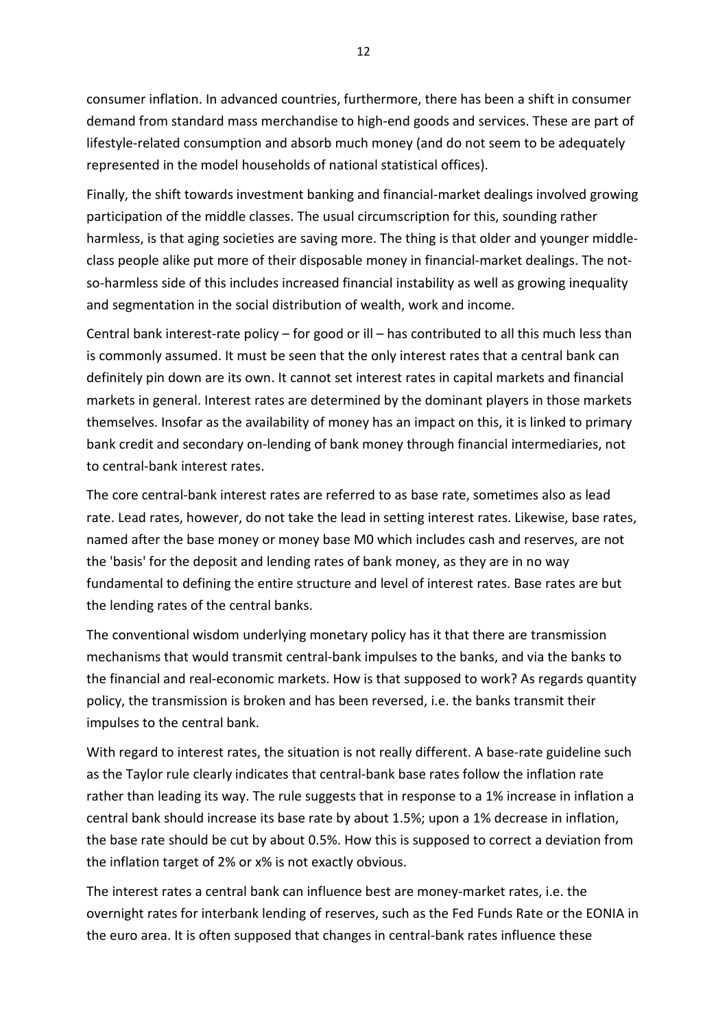consumer inflation. In advanced countries, furthermore, there has been a shift in consumer demand from standard mass merchandise to high-end goods and services. These are part of lifestyle-related consumption and absorb much money (and do not seem to be adequately represented in the model households of national statistical offices).

Finally, the shift towards investment banking and financial-market dealings involved growing participation of the middle classes. The usual circumscription for this, sounding rather harmless, is that aging societies are saving more. The thing is that older and younger middle-class people alike put more of their disposable money in financial-market dealings. The not-so-harmless side of this includes increased financial instability as well as growing inequality and segmentation in the social distribution of wealth, work and income.

Central bank interest-rate policy – for good or ill – has contributed to all this much less than is commonly assumed. It must be seen that the only interest rates that a central bank can definitely pin down are its own. It cannot set interest rates in capital markets and financial markets in general. Interest rates are determined by the dominant players in those markets themselves. Insofar as the availability of money has an impact on this, it is linked to primary bank credit and secondary on-lending of bank money through financial intermediaries, not to central-bank interest rates.

The core central-bank interest rates are referred to as base rate, sometimes also as lead rate. Lead rates, however, do not take the lead in setting interest rates. Likewise, base rates, named after the base money or money base M0 which includes cash and reserves, are not the 'basis' for the deposit and lending rates of bank money, as they are in no way fundamental to defining the entire structure and level of interest rates. Base rates are but the lending rates of the central banks.

The conventional wisdom underlying monetary policy has it that there are transmission mechanisms that would transmit central-bank impulses to the banks, and via the banks to the financial and real-economic markets. How is that supposed to work? As regards quantity policy, the transmission is broken and has been reversed, i.e. the banks transmit their impulses to the central bank.

With regard to interest rates, the situation is not really different. A base-rate guideline such as the Taylor rule clearly indicates that central-bank base rates follow the inflation rate rather than leading its way. The rule suggests that in response to a 1% increase in inflation a central bank should increase its base rate by about 1.5%; upon a 1% decrease in inflation, the base rate should be cut by about 0.5%. How this is supposed to correct a deviation from the inflation target of 2% or x% is not exactly obvious.

The interest rates a central bank can influence best are money-market rates, i.e. the overnight rates for interbank lending of reserves, such as the Fed Funds Rate or the EONIA in the euro area. It is often supposed that changes in central-bank rates influence these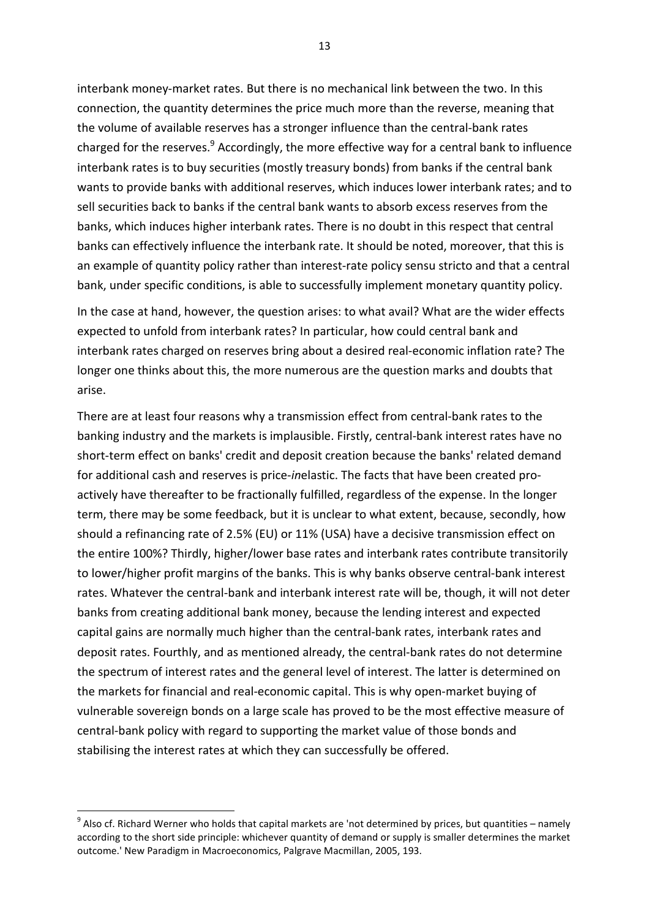interbank money-market rates. But there is no mechanical link between the two. In this connection, the quantity determines the price much more than the reverse, meaning that the volume of available reserves has a stronger influence than the central-bank rates charged for the reserves.[9] Accordingly, the more effective way for a central bank to influence interbank rates is to buy securities (mostly treasury bonds) from banks if the central bank wants to provide banks with additional reserves, which induces lower interbank rates; and to sell securities back to banks if the central bank wants to absorb excess reserves from the banks, which induces higher interbank rates. There is no doubt in this respect that central banks can effectively influence the interbank rate. It should be noted, moreover, that this is an example of quantity policy rather than interest-rate policy sensu stricto and that a central bank, under specific conditions, is able to successfully implement monetary quantity policy.

In the case at hand, however, the question arises: to what avail? What are the wider effects expected to unfold from interbank rates? In particular, how could central bank and interbank rates charged on reserves bring about a desired real-economic inflation rate? The longer one thinks about this, the more numerous are the question marks and doubts that arise.

There are at least four reasons why a transmission effect from central-bank rates to the banking industry and the markets is implausible. Firstly, central-bank interest rates have no short-term effect on banks' credit and deposit creation because the banks' related demand for additional cash and reserves is price-*in*elastic. The facts that have been created pro-actively have thereafter to be fractionally fulfilled, regardless of the expense. In the longer term, there may be some feedback, but it is unclear to what extent, because, secondly, how should a refinancing rate of 2.5% (EU) or 11% (USA) have a decisive transmission effect on the entire 100%? Thirdly, higher/lower base rates and interbank rates contribute transitorily to lower/higher profit margins of the banks. This is why banks observe central-bank interest rates. Whatever the central-bank and interbank interest rate will be, though, it will not deter banks from creating additional bank money, because the lending interest and expected capital gains are normally much higher than the central-bank rates, interbank rates and deposit rates. Fourthly, and as mentioned already, the central-bank rates do not determine the spectrum of interest rates and the general level of interest. The latter is determined on the markets for financial and real-economic capital. This is why open-market buying of vulnerable sovereign bonds on a large scale has proved to be the most effective measure of central-bank policy with regard to supporting the market value of those bonds and stabilising the interest rates at which they can successfully be offered.

---

[9] Also cf. Richard Werner who holds that capital markets are 'not determined by prices, but quantities – namely according to the short side principle: whichever quantity of demand or supply is smaller determines the market outcome.' New Paradigm in Macroeconomics, Palgrave Macmillan, 2005, 193.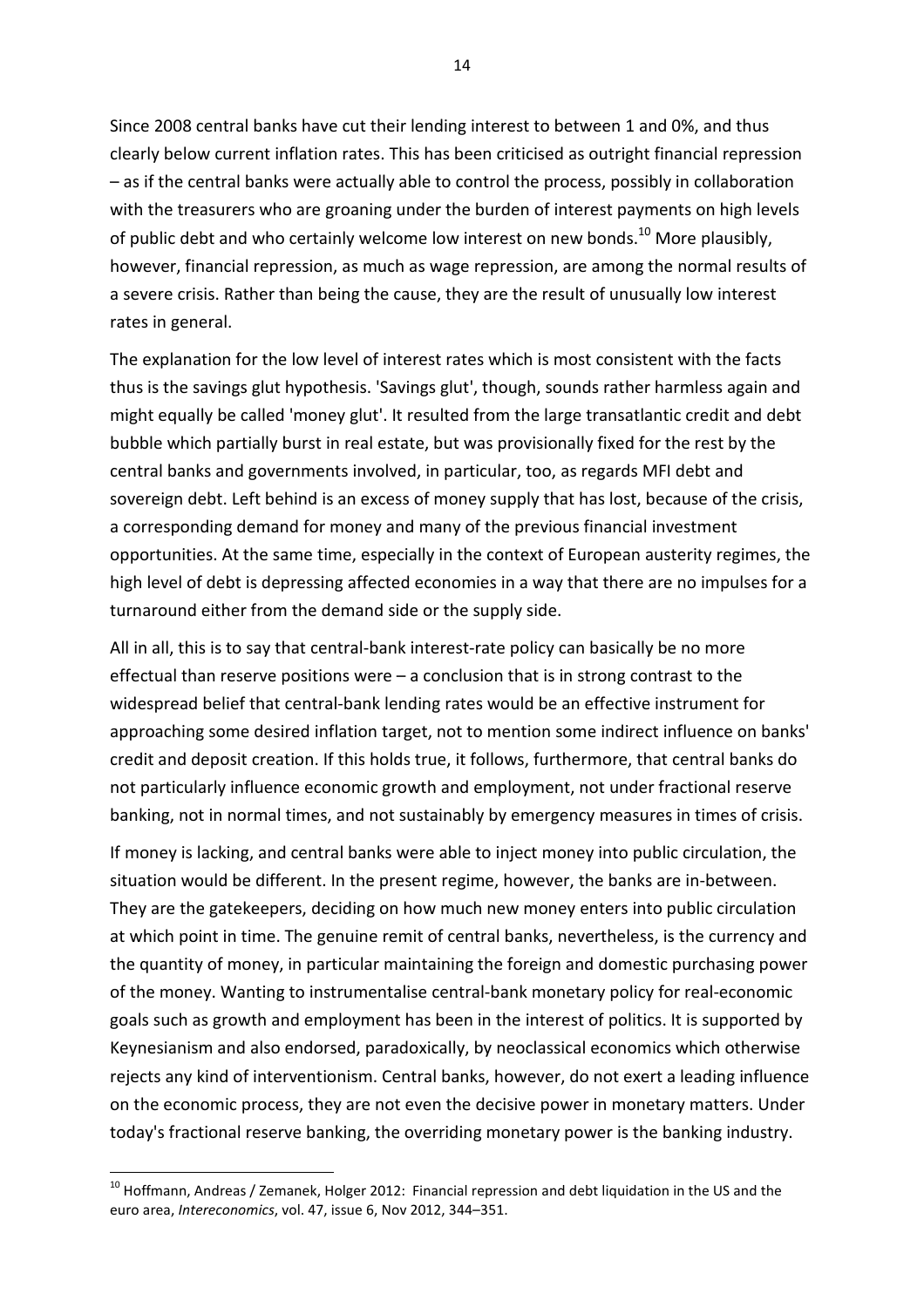Since 2008 central banks have cut their lending interest to between 1 and 0%, and thus clearly below current inflation rates. This has been criticised as outright financial repression – as if the central banks were actually able to control the process, possibly in collaboration with the treasurers who are groaning under the burden of interest payments on high levels of public debt and who certainly welcome low interest on new bonds.[10] More plausibly, however, financial repression, as much as wage repression, are among the normal results of a severe crisis. Rather than being the cause, they are the result of unusually low interest rates in general.

The explanation for the low level of interest rates which is most consistent with the facts thus is the savings glut hypothesis. 'Savings glut', though, sounds rather harmless again and might equally be called 'money glut'. It resulted from the large transatlantic credit and debt bubble which partially burst in real estate, but was provisionally fixed for the rest by the central banks and governments involved, in particular, too, as regards MFI debt and sovereign debt. Left behind is an excess of money supply that has lost, because of the crisis, a corresponding demand for money and many of the previous financial investment opportunities. At the same time, especially in the context of European austerity regimes, the high level of debt is depressing affected economies in a way that there are no impulses for a turnaround either from the demand side or the supply side.

All in all, this is to say that central-bank interest-rate policy can basically be no more effectual than reserve positions were – a conclusion that is in strong contrast to the widespread belief that central-bank lending rates would be an effective instrument for approaching some desired inflation target, not to mention some indirect influence on banks' credit and deposit creation. If this holds true, it follows, furthermore, that central banks do not particularly influence economic growth and employment, not under fractional reserve banking, not in normal times, and not sustainably by emergency measures in times of crisis.

If money is lacking, and central banks were able to inject money into public circulation, the situation would be different. In the present regime, however, the banks are in-between. They are the gatekeepers, deciding on how much new money enters into public circulation at which point in time. The genuine remit of central banks, nevertheless, is the currency and the quantity of money, in particular maintaining the foreign and domestic purchasing power of the money. Wanting to instrumentalise central-bank monetary policy for real-economic goals such as growth and employment has been in the interest of politics. It is supported by Keynesianism and also endorsed, paradoxically, by neoclassical economics which otherwise rejects any kind of interventionism. Central banks, however, do not exert a leading influence on the economic process, they are not even the decisive power in monetary matters. Under today's fractional reserve banking, the overriding monetary power is the banking industry.

[10] Hoffmann, Andreas / Zemanek, Holger 2012: Financial repression and debt liquidation in the US and the euro area, *Intereconomics*, vol. 47, issue 6, Nov 2012, 344–351.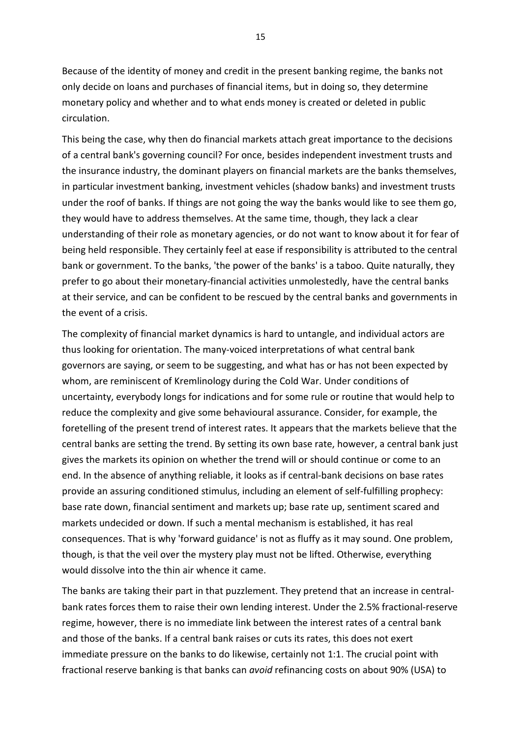Because of the identity of money and credit in the present banking regime, the banks not only decide on loans and purchases of financial items, but in doing so, they determine monetary policy and whether and to what ends money is created or deleted in public circulation.

This being the case, why then do financial markets attach great importance to the decisions of a central bank's governing council? For once, besides independent investment trusts and the insurance industry, the dominant players on financial markets are the banks themselves, in particular investment banking, investment vehicles (shadow banks) and investment trusts under the roof of banks. If things are not going the way the banks would like to see them go, they would have to address themselves. At the same time, though, they lack a clear understanding of their role as monetary agencies, or do not want to know about it for fear of being held responsible. They certainly feel at ease if responsibility is attributed to the central bank or government. To the banks, 'the power of the banks' is a taboo. Quite naturally, they prefer to go about their monetary-financial activities unmolestedly, have the central banks at their service, and can be confident to be rescued by the central banks and governments in the event of a crisis.

The complexity of financial market dynamics is hard to untangle, and individual actors are thus looking for orientation. The many-voiced interpretations of what central bank governors are saying, or seem to be suggesting, and what has or has not been expected by whom, are reminiscent of Kremlinology during the Cold War. Under conditions of uncertainty, everybody longs for indications and for some rule or routine that would help to reduce the complexity and give some behavioural assurance. Consider, for example, the foretelling of the present trend of interest rates. It appears that the markets believe that the central banks are setting the trend. By setting its own base rate, however, a central bank just gives the markets its opinion on whether the trend will or should continue or come to an end. In the absence of anything reliable, it looks as if central-bank decisions on base rates provide an assuring conditioned stimulus, including an element of self-fulfilling prophecy: base rate down, financial sentiment and markets up; base rate up, sentiment scared and markets undecided or down. If such a mental mechanism is established, it has real consequences. That is why 'forward guidance' is not as fluffy as it may sound. One problem, though, is that the veil over the mystery play must not be lifted. Otherwise, everything would dissolve into the thin air whence it came.

The banks are taking their part in that puzzlement. They pretend that an increase in central-bank rates forces them to raise their own lending interest. Under the 2.5% fractional-reserve regime, however, there is no immediate link between the interest rates of a central bank and those of the banks. If a central bank raises or cuts its rates, this does not exert immediate pressure on the banks to do likewise, certainly not 1:1. The crucial point with fractional reserve banking is that banks can *avoid* refinancing costs on about 90% (USA) to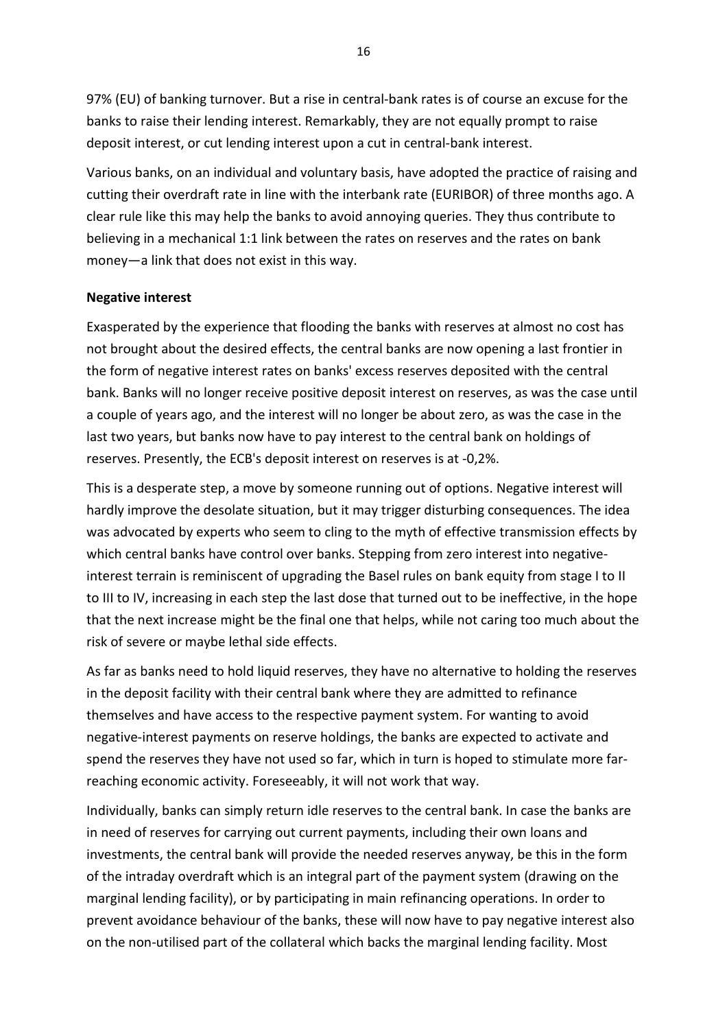97% (EU) of banking turnover. But a rise in central-bank rates is of course an excuse for the banks to raise their lending interest. Remarkably, they are not equally prompt to raise deposit interest, or cut lending interest upon a cut in central-bank interest.

Various banks, on an individual and voluntary basis, have adopted the practice of raising and cutting their overdraft rate in line with the interbank rate (EURIBOR) of three months ago. A clear rule like this may help the banks to avoid annoying queries. They thus contribute to believing in a mechanical 1:1 link between the rates on reserves and the rates on bank money—a link that does not exist in this way.

**Negative interest**

Exasperated by the experience that flooding the banks with reserves at almost no cost has not brought about the desired effects, the central banks are now opening a last frontier in the form of negative interest rates on banks' excess reserves deposited with the central bank. Banks will no longer receive positive deposit interest on reserves, as was the case until a couple of years ago, and the interest will no longer be about zero, as was the case in the last two years, but banks now have to pay interest to the central bank on holdings of reserves. Presently, the ECB's deposit interest on reserves is at -0,2%.

This is a desperate step, a move by someone running out of options. Negative interest will hardly improve the desolate situation, but it may trigger disturbing consequences. The idea was advocated by experts who seem to cling to the myth of effective transmission effects by which central banks have control over banks. Stepping from zero interest into negative-interest terrain is reminiscent of upgrading the Basel rules on bank equity from stage I to II to III to IV, increasing in each step the last dose that turned out to be ineffective, in the hope that the next increase might be the final one that helps, while not caring too much about the risk of severe or maybe lethal side effects.

As far as banks need to hold liquid reserves, they have no alternative to holding the reserves in the deposit facility with their central bank where they are admitted to refinance themselves and have access to the respective payment system. For wanting to avoid negative-interest payments on reserve holdings, the banks are expected to activate and spend the reserves they have not used so far, which in turn is hoped to stimulate more far-reaching economic activity. Foreseeably, it will not work that way.

Individually, banks can simply return idle reserves to the central bank. In case the banks are in need of reserves for carrying out current payments, including their own loans and investments, the central bank will provide the needed reserves anyway, be this in the form of the intraday overdraft which is an integral part of the payment system (drawing on the marginal lending facility), or by participating in main refinancing operations. In order to prevent avoidance behaviour of the banks, these will now have to pay negative interest also on the non-utilised part of the collateral which backs the marginal lending facility. Most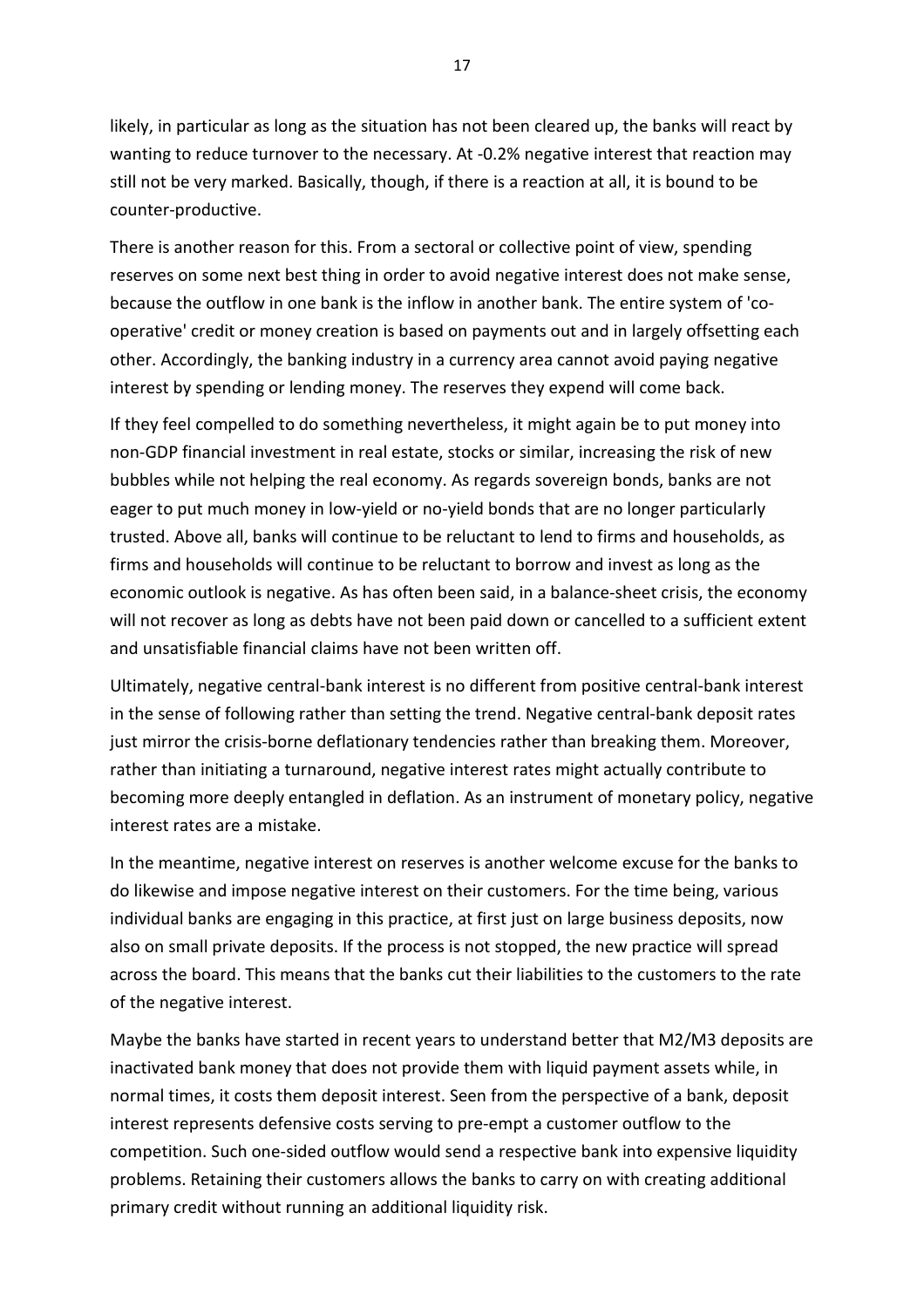likely, in particular as long as the situation has not been cleared up, the banks will react by wanting to reduce turnover to the necessary. At -0.2% negative interest that reaction may still not be very marked. Basically, though, if there is a reaction at all, it is bound to be counter-productive.

There is another reason for this. From a sectoral or collective point of view, spending reserves on some next best thing in order to avoid negative interest does not make sense, because the outflow in one bank is the inflow in another bank. The entire system of 'co-operative' credit or money creation is based on payments out and in largely offsetting each other. Accordingly, the banking industry in a currency area cannot avoid paying negative interest by spending or lending money. The reserves they expend will come back.

If they feel compelled to do something nevertheless, it might again be to put money into non-GDP financial investment in real estate, stocks or similar, increasing the risk of new bubbles while not helping the real economy. As regards sovereign bonds, banks are not eager to put much money in low-yield or no-yield bonds that are no longer particularly trusted. Above all, banks will continue to be reluctant to lend to firms and households, as firms and households will continue to be reluctant to borrow and invest as long as the economic outlook is negative. As has often been said, in a balance-sheet crisis, the economy will not recover as long as debts have not been paid down or cancelled to a sufficient extent and unsatisfiable financial claims have not been written off.

Ultimately, negative central-bank interest is no different from positive central-bank interest in the sense of following rather than setting the trend. Negative central-bank deposit rates just mirror the crisis-borne deflationary tendencies rather than breaking them. Moreover, rather than initiating a turnaround, negative interest rates might actually contribute to becoming more deeply entangled in deflation. As an instrument of monetary policy, negative interest rates are a mistake.

In the meantime, negative interest on reserves is another welcome excuse for the banks to do likewise and impose negative interest on their customers. For the time being, various individual banks are engaging in this practice, at first just on large business deposits, now also on small private deposits. If the process is not stopped, the new practice will spread across the board. This means that the banks cut their liabilities to the customers to the rate of the negative interest.

Maybe the banks have started in recent years to understand better that M2/M3 deposits are inactivated bank money that does not provide them with liquid payment assets while, in normal times, it costs them deposit interest. Seen from the perspective of a bank, deposit interest represents defensive costs serving to pre-empt a customer outflow to the competition. Such one-sided outflow would send a respective bank into expensive liquidity problems. Retaining their customers allows the banks to carry on with creating additional primary credit without running an additional liquidity risk.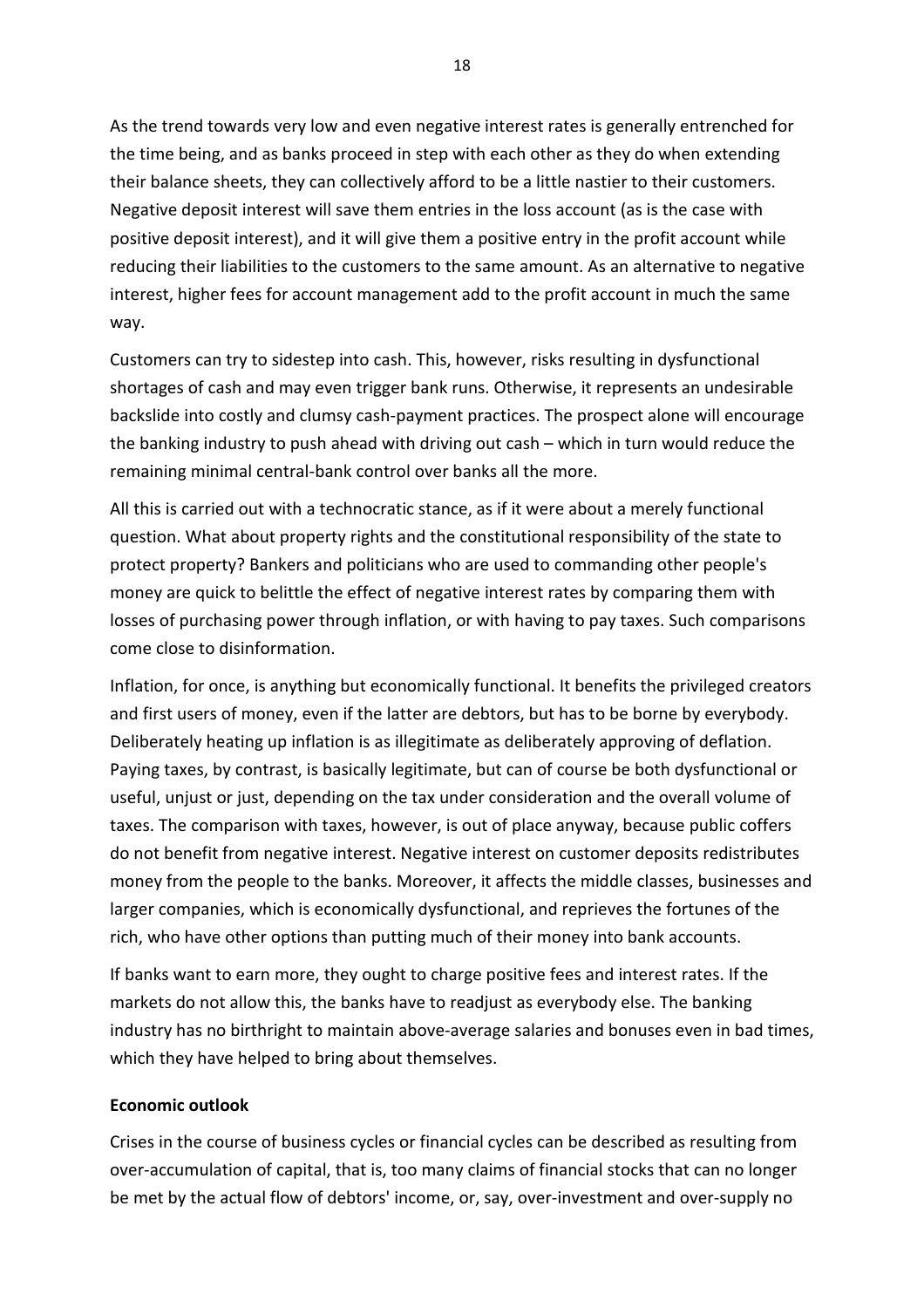As the trend towards very low and even negative interest rates is generally entrenched for the time being, and as banks proceed in step with each other as they do when extending their balance sheets, they can collectively afford to be a little nastier to their customers. Negative deposit interest will save them entries in the loss account (as is the case with positive deposit interest), and it will give them a positive entry in the profit account while reducing their liabilities to the customers to the same amount. As an alternative to negative interest, higher fees for account management add to the profit account in much the same way.

Customers can try to sidestep into cash. This, however, risks resulting in dysfunctional shortages of cash and may even trigger bank runs. Otherwise, it represents an undesirable backslide into costly and clumsy cash-payment practices. The prospect alone will encourage the banking industry to push ahead with driving out cash – which in turn would reduce the remaining minimal central-bank control over banks all the more.

All this is carried out with a technocratic stance, as if it were about a merely functional question. What about property rights and the constitutional responsibility of the state to protect property? Bankers and politicians who are used to commanding other people's money are quick to belittle the effect of negative interest rates by comparing them with losses of purchasing power through inflation, or with having to pay taxes. Such comparisons come close to disinformation.

Inflation, for once, is anything but economically functional. It benefits the privileged creators and first users of money, even if the latter are debtors, but has to be borne by everybody. Deliberately heating up inflation is as illegitimate as deliberately approving of deflation. Paying taxes, by contrast, is basically legitimate, but can of course be both dysfunctional or useful, unjust or just, depending on the tax under consideration and the overall volume of taxes. The comparison with taxes, however, is out of place anyway, because public coffers do not benefit from negative interest. Negative interest on customer deposits redistributes money from the people to the banks. Moreover, it affects the middle classes, businesses and larger companies, which is economically dysfunctional, and reprieves the fortunes of the rich, who have other options than putting much of their money into bank accounts.

If banks want to earn more, they ought to charge positive fees and interest rates. If the markets do not allow this, the banks have to readjust as everybody else. The banking industry has no birthright to maintain above-average salaries and bonuses even in bad times, which they have helped to bring about themselves.

**Economic outlook**

Crises in the course of business cycles or financial cycles can be described as resulting from over-accumulation of capital, that is, too many claims of financial stocks that can no longer be met by the actual flow of debtors' income, or, say, over-investment and over-supply no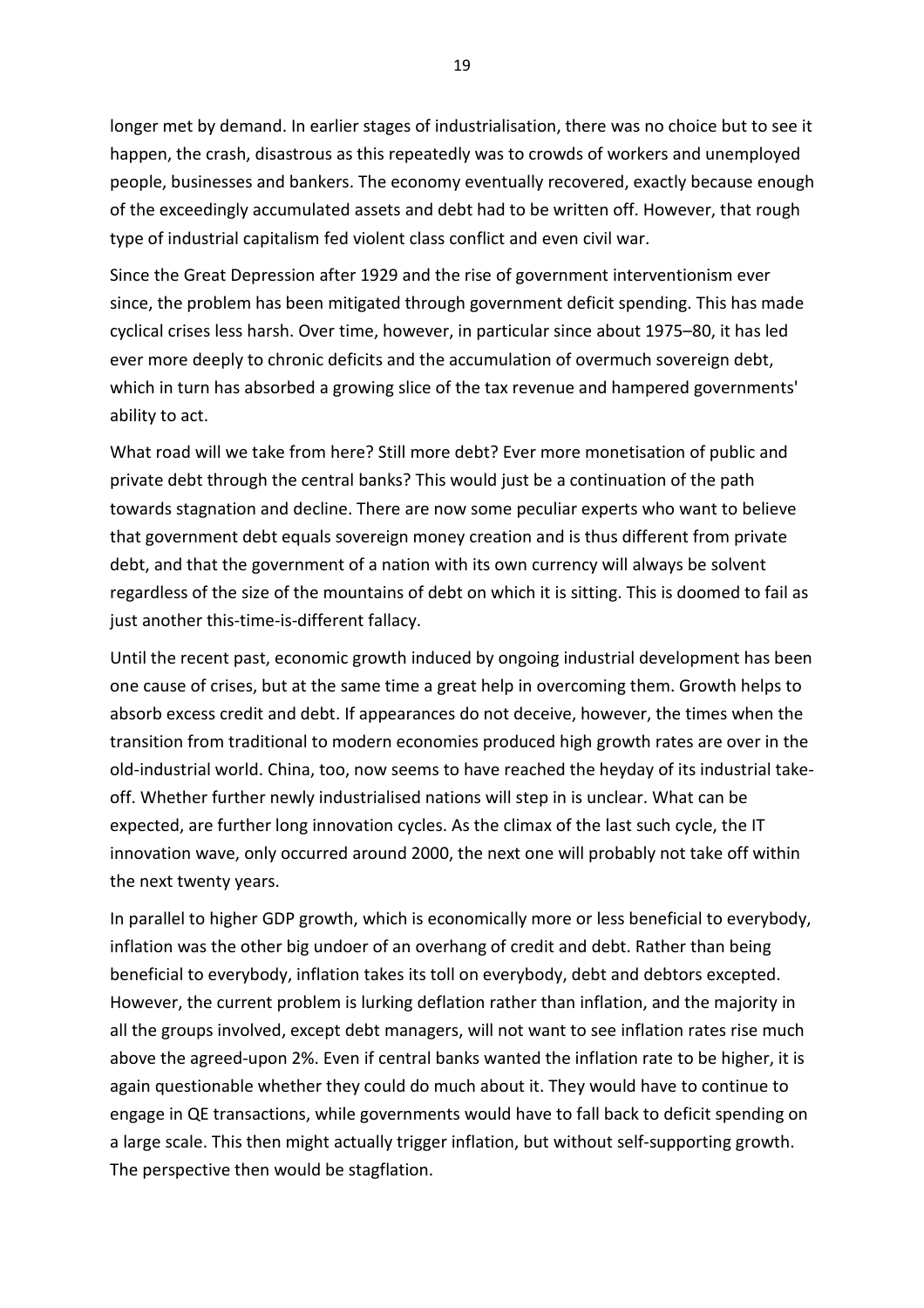longer met by demand. In earlier stages of industrialisation, there was no choice but to see it happen, the crash, disastrous as this repeatedly was to crowds of workers and unemployed people, businesses and bankers. The economy eventually recovered, exactly because enough of the exceedingly accumulated assets and debt had to be written off. However, that rough type of industrial capitalism fed violent class conflict and even civil war.

Since the Great Depression after 1929 and the rise of government interventionism ever since, the problem has been mitigated through government deficit spending. This has made cyclical crises less harsh. Over time, however, in particular since about 1975–80, it has led ever more deeply to chronic deficits and the accumulation of overmuch sovereign debt, which in turn has absorbed a growing slice of the tax revenue and hampered governments' ability to act.

What road will we take from here? Still more debt? Ever more monetisation of public and private debt through the central banks? This would just be a continuation of the path towards stagnation and decline. There are now some peculiar experts who want to believe that government debt equals sovereign money creation and is thus different from private debt, and that the government of a nation with its own currency will always be solvent regardless of the size of the mountains of debt on which it is sitting. This is doomed to fail as just another this-time-is-different fallacy.

Until the recent past, economic growth induced by ongoing industrial development has been one cause of crises, but at the same time a great help in overcoming them. Growth helps to absorb excess credit and debt. If appearances do not deceive, however, the times when the transition from traditional to modern economies produced high growth rates are over in the old-industrial world. China, too, now seems to have reached the heyday of its industrial take-off. Whether further newly industrialised nations will step in is unclear. What can be expected, are further long innovation cycles. As the climax of the last such cycle, the IT innovation wave, only occurred around 2000, the next one will probably not take off within the next twenty years.

In parallel to higher GDP growth, which is economically more or less beneficial to everybody, inflation was the other big undoer of an overhang of credit and debt. Rather than being beneficial to everybody, inflation takes its toll on everybody, debt and debtors excepted. However, the current problem is lurking deflation rather than inflation, and the majority in all the groups involved, except debt managers, will not want to see inflation rates rise much above the agreed-upon 2%. Even if central banks wanted the inflation rate to be higher, it is again questionable whether they could do much about it. They would have to continue to engage in QE transactions, while governments would have to fall back to deficit spending on a large scale. This then might actually trigger inflation, but without self-supporting growth. The perspective then would be stagflation.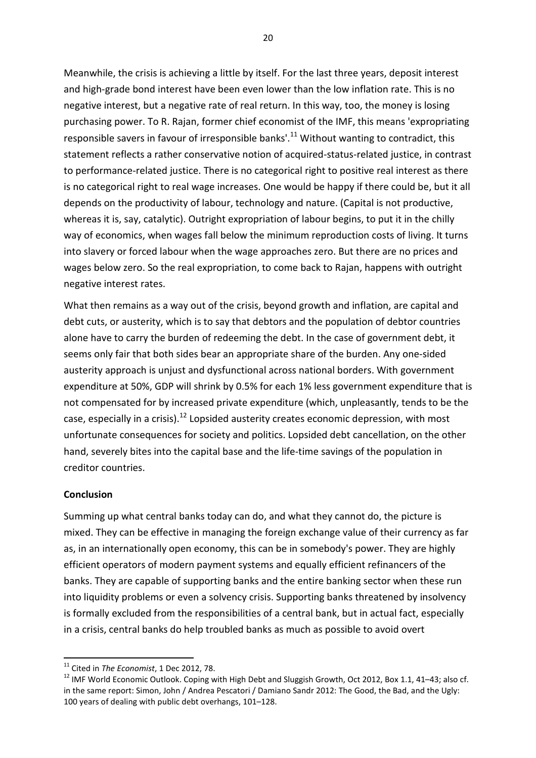Meanwhile, the crisis is achieving a little by itself. For the last three years, deposit interest and high-grade bond interest have been even lower than the low inflation rate. This is no negative interest, but a negative rate of real return. In this way, too, the money is losing purchasing power. To R. Rajan, former chief economist of the IMF, this means 'expropriating responsible savers in favour of irresponsible banks'.[11] Without wanting to contradict, this statement reflects a rather conservative notion of acquired-status-related justice, in contrast to performance-related justice. There is no categorical right to positive real interest as there is no categorical right to real wage increases. One would be happy if there could be, but it all depends on the productivity of labour, technology and nature. (Capital is not productive, whereas it is, say, catalytic). Outright expropriation of labour begins, to put it in the chilly way of economics, when wages fall below the minimum reproduction costs of living. It turns into slavery or forced labour when the wage approaches zero. But there are no prices and wages below zero. So the real expropriation, to come back to Rajan, happens with outright negative interest rates.

What then remains as a way out of the crisis, beyond growth and inflation, are capital and debt cuts, or austerity, which is to say that debtors and the population of debtor countries alone have to carry the burden of redeeming the debt. In the case of government debt, it seems only fair that both sides bear an appropriate share of the burden. Any one-sided austerity approach is unjust and dysfunctional across national borders. With government expenditure at 50%, GDP will shrink by 0.5% for each 1% less government expenditure that is not compensated for by increased private expenditure (which, unpleasantly, tends to be the case, especially in a crisis).[12] Lopsided austerity creates economic depression, with most unfortunate consequences for society and politics. Lopsided debt cancellation, on the other hand, severely bites into the capital base and the life-time savings of the population in creditor countries.

**Conclusion**

Summing up what central banks today can do, and what they cannot do, the picture is mixed. They can be effective in managing the foreign exchange value of their currency as far as, in an internationally open economy, this can be in somebody's power. They are highly efficient operators of modern payment systems and equally efficient refinancers of the banks. They are capable of supporting banks and the entire banking sector when these run into liquidity problems or even a solvency crisis. Supporting banks threatened by insolvency is formally excluded from the responsibilities of a central bank, but in actual fact, especially in a crisis, central banks do help troubled banks as much as possible to avoid overt

---

[11] Cited in *The Economist*, 1 Dec 2012, 78.

[12] IMF World Economic Outlook. Coping with High Debt and Sluggish Growth, Oct 2012, Box 1.1, 41–43; also cf. in the same report: Simon, John / Andrea Pescatori / Damiano Sandr 2012: The Good, the Bad, and the Ugly: 100 years of dealing with public debt overhangs, 101–128.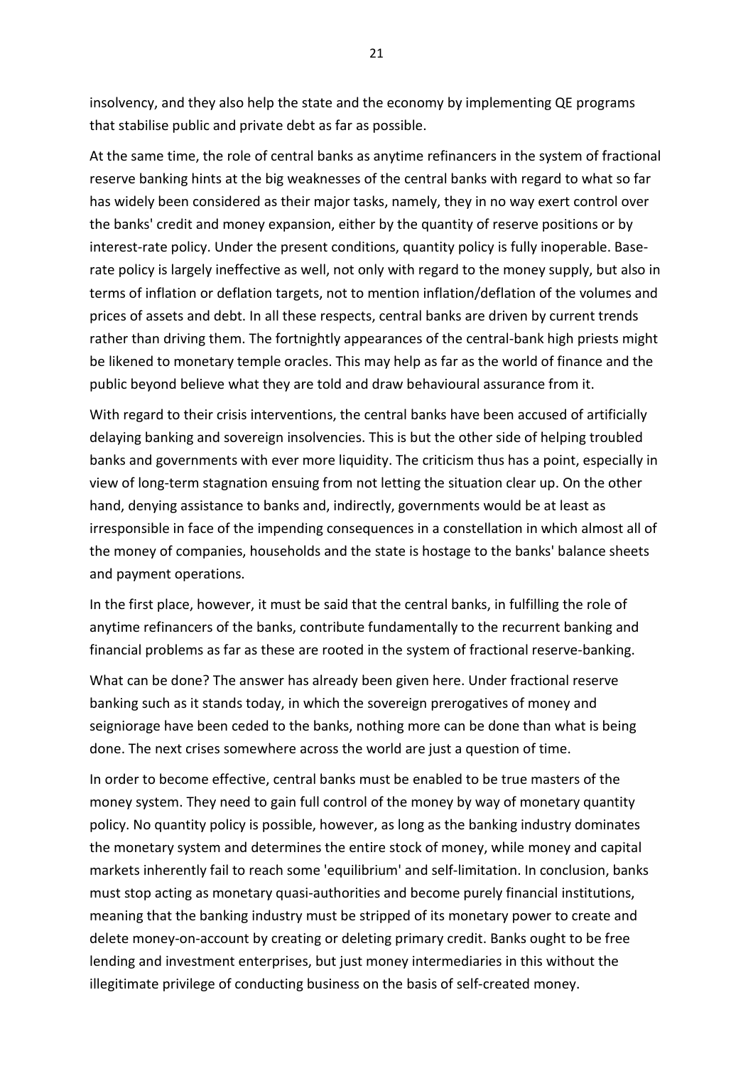insolvency, and they also help the state and the economy by implementing QE programs that stabilise public and private debt as far as possible.

At the same time, the role of central banks as anytime refinancers in the system of fractional reserve banking hints at the big weaknesses of the central banks with regard to what so far has widely been considered as their major tasks, namely, they in no way exert control over the banks' credit and money expansion, either by the quantity of reserve positions or by interest-rate policy. Under the present conditions, quantity policy is fully inoperable. Base-rate policy is largely ineffective as well, not only with regard to the money supply, but also in terms of inflation or deflation targets, not to mention inflation/deflation of the volumes and prices of assets and debt. In all these respects, central banks are driven by current trends rather than driving them. The fortnightly appearances of the central-bank high priests might be likened to monetary temple oracles. This may help as far as the world of finance and the public beyond believe what they are told and draw behavioural assurance from it.

With regard to their crisis interventions, the central banks have been accused of artificially delaying banking and sovereign insolvencies. This is but the other side of helping troubled banks and governments with ever more liquidity. The criticism thus has a point, especially in view of long-term stagnation ensuing from not letting the situation clear up. On the other hand, denying assistance to banks and, indirectly, governments would be at least as irresponsible in face of the impending consequences in a constellation in which almost all of the money of companies, households and the state is hostage to the banks' balance sheets and payment operations.

In the first place, however, it must be said that the central banks, in fulfilling the role of anytime refinancers of the banks, contribute fundamentally to the recurrent banking and financial problems as far as these are rooted in the system of fractional reserve-banking.

What can be done? The answer has already been given here. Under fractional reserve banking such as it stands today, in which the sovereign prerogatives of money and seigniorage have been ceded to the banks, nothing more can be done than what is being done. The next crises somewhere across the world are just a question of time.

In order to become effective, central banks must be enabled to be true masters of the money system. They need to gain full control of the money by way of monetary quantity policy. No quantity policy is possible, however, as long as the banking industry dominates the monetary system and determines the entire stock of money, while money and capital markets inherently fail to reach some 'equilibrium' and self-limitation. In conclusion, banks must stop acting as monetary quasi-authorities and become purely financial institutions, meaning that the banking industry must be stripped of its monetary power to create and delete money-on-account by creating or deleting primary credit. Banks ought to be free lending and investment enterprises, but just money intermediaries in this without the illegitimate privilege of conducting business on the basis of self-created money.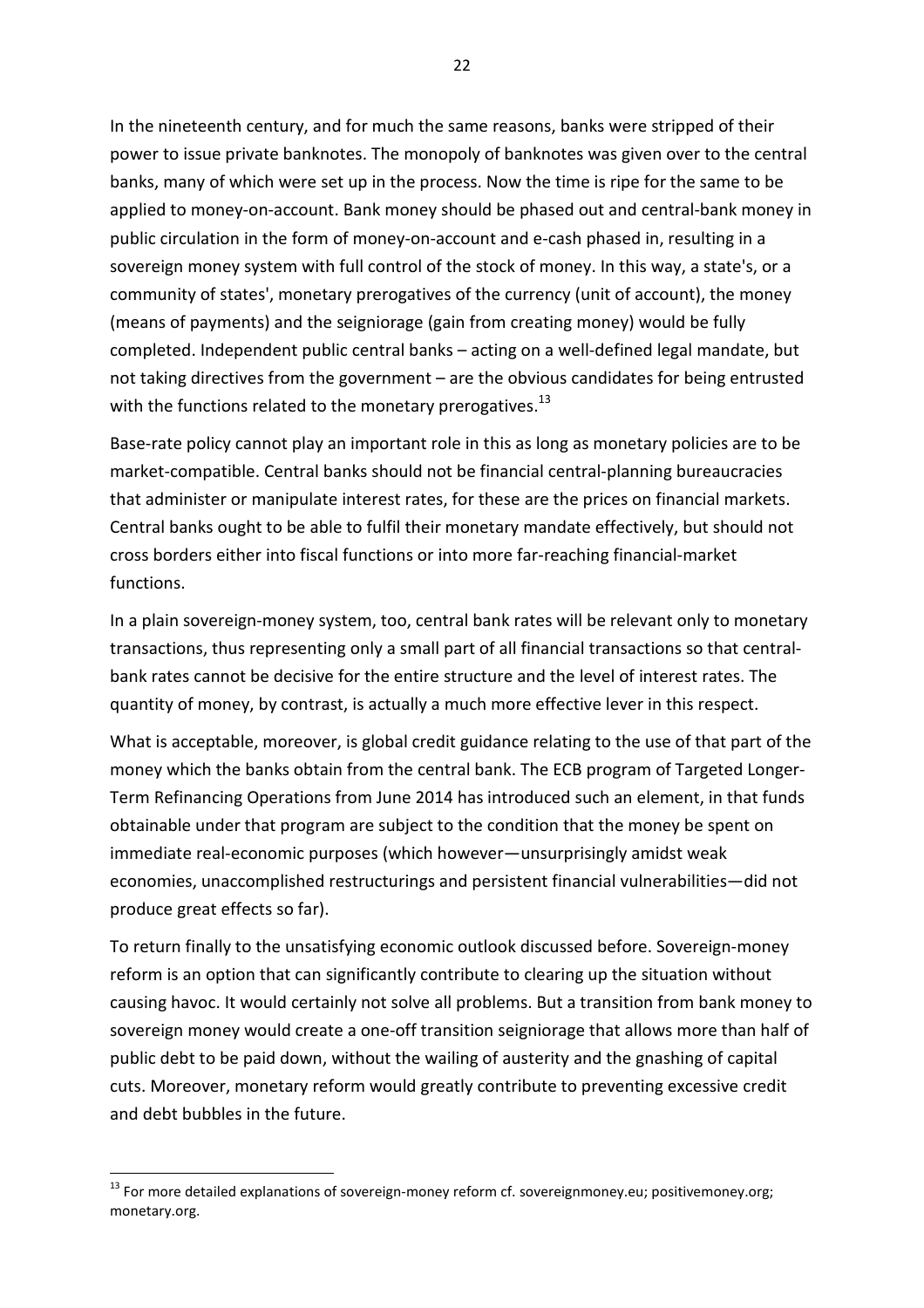In the nineteenth century, and for much the same reasons, banks were stripped of their power to issue private banknotes. The monopoly of banknotes was given over to the central banks, many of which were set up in the process. Now the time is ripe for the same to be applied to money-on-account. Bank money should be phased out and central-bank money in public circulation in the form of money-on-account and e-cash phased in, resulting in a sovereign money system with full control of the stock of money. In this way, a state's, or a community of states', monetary prerogatives of the currency (unit of account), the money (means of payments) and the seigniorage (gain from creating money) would be fully completed. Independent public central banks – acting on a well-defined legal mandate, but not taking directives from the government – are the obvious candidates for being entrusted with the functions related to the monetary prerogatives.[13]

Base-rate policy cannot play an important role in this as long as monetary policies are to be market-compatible. Central banks should not be financial central-planning bureaucracies that administer or manipulate interest rates, for these are the prices on financial markets. Central banks ought to be able to fulfil their monetary mandate effectively, but should not cross borders either into fiscal functions or into more far-reaching financial-market functions.

In a plain sovereign-money system, too, central bank rates will be relevant only to monetary transactions, thus representing only a small part of all financial transactions so that central-bank rates cannot be decisive for the entire structure and the level of interest rates. The quantity of money, by contrast, is actually a much more effective lever in this respect.

What is acceptable, moreover, is global credit guidance relating to the use of that part of the money which the banks obtain from the central bank. The ECB program of Targeted Longer-Term Refinancing Operations from June 2014 has introduced such an element, in that funds obtainable under that program are subject to the condition that the money be spent on immediate real-economic purposes (which however—unsurprisingly amidst weak economies, unaccomplished restructurings and persistent financial vulnerabilities—did not produce great effects so far).

To return finally to the unsatisfying economic outlook discussed before. Sovereign-money reform is an option that can significantly contribute to clearing up the situation without causing havoc. It would certainly not solve all problems. But a transition from bank money to sovereign money would create a one-off transition seigniorage that allows more than half of public debt to be paid down, without the wailing of austerity and the gnashing of capital cuts. Moreover, monetary reform would greatly contribute to preventing excessive credit and debt bubbles in the future.

---

[13] For more detailed explanations of sovereign-money reform cf. sovereignmoney.eu; positivemoney.org; monetary.org.